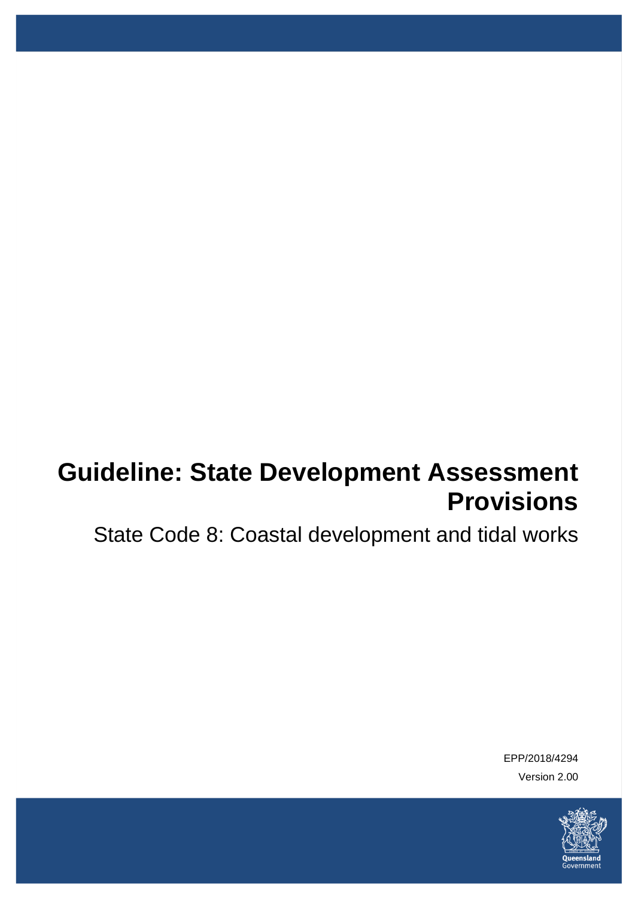# Guideline: State Development Assessment Provisions

## State Code 8: Coastal development and tidal works

EPP/2018/4294

Version 2.00

Queensland Government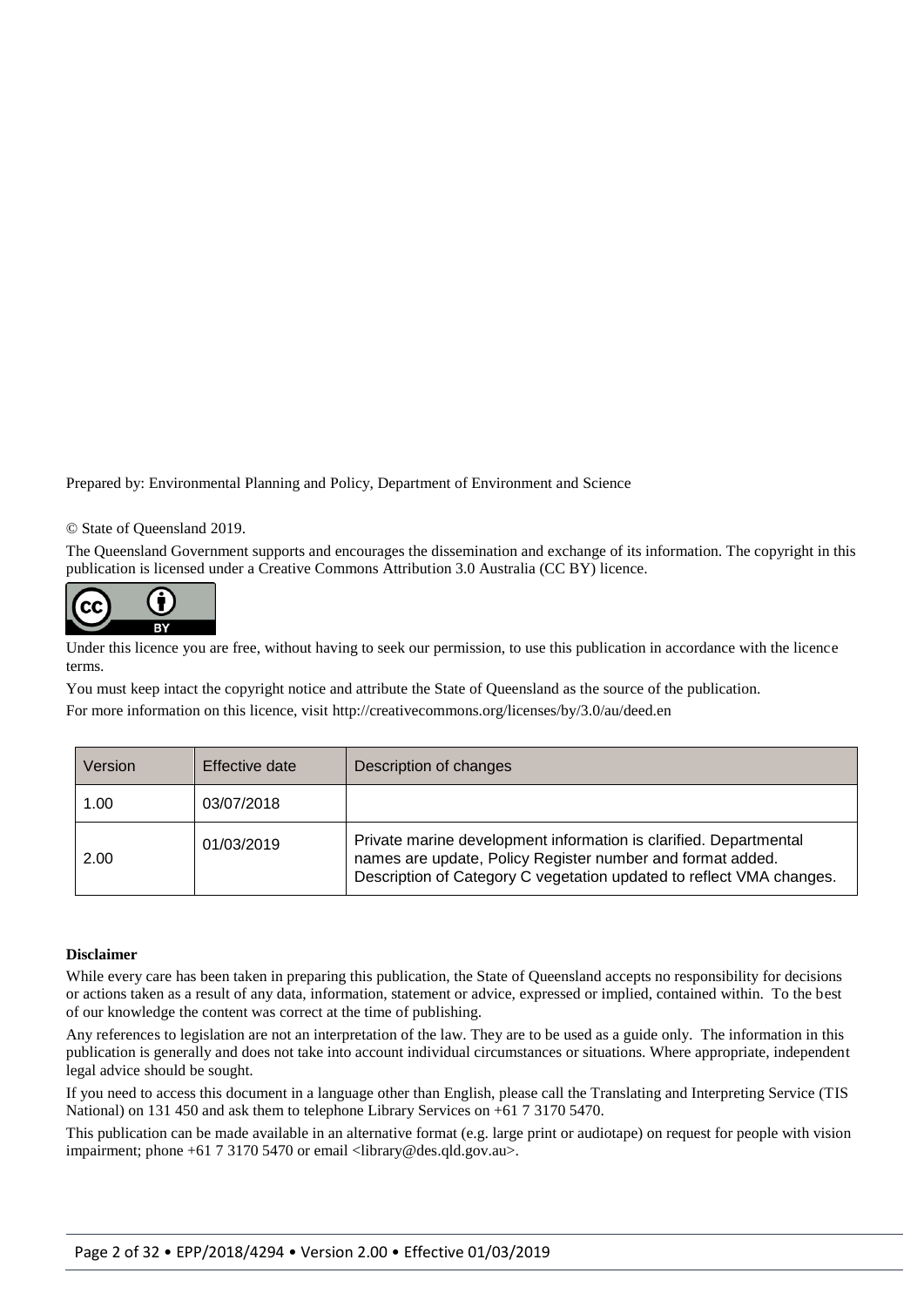Prepared by: Environmental Planning and Policy, Department of Environment and Science

© State of Queensland 2019.

The Queensland Government supports and encourages the dissemination and exchange of its information. The copyright in this publication is licensed under a Creative Commons Attribution 3.0 Australia (CC BY) licence.

Under this licence you are free, without having to seek our permission, to use this publication in accordance with the licence terms.

You must keep intact the copyright notice and attribute the State of Queensland as the source of the publication.

For more information on this licence, visit http://creativecommons.org/licenses/by/3.0/au/deed.en

| Version | Effective date | Description of changes |
|---|---|---|
| 1.00 | 03/07/2018 | |
| 2.00 | 01/03/2019 | Private marine development information is clarified. Departmental names are update, Policy Register number and format added. Description of Category C vegetation updated to reflect VMA changes. |

**Disclaimer**

While every care has been taken in preparing this publication, the State of Queensland accepts no responsibility for decisions or actions taken as a result of any data, information, statement or advice, expressed or implied, contained within. To the best of our knowledge the content was correct at the time of publishing.

Any references to legislation are not an interpretation of the law. They are to be used as a guide only. The information in this publication is generally and does not take into account individual circumstances or situations. Where appropriate, independent legal advice should be sought.

If you need to access this document in a language other than English, please call the Translating and Interpreting Service (TIS National) on 131 450 and ask them to telephone Library Services on +61 7 3170 5470.

This publication can be made available in an alternative format (e.g. large print or audiotape) on request for people with vision impairment; phone +61 7 3170 5470 or email <library@des.qld.gov.au>.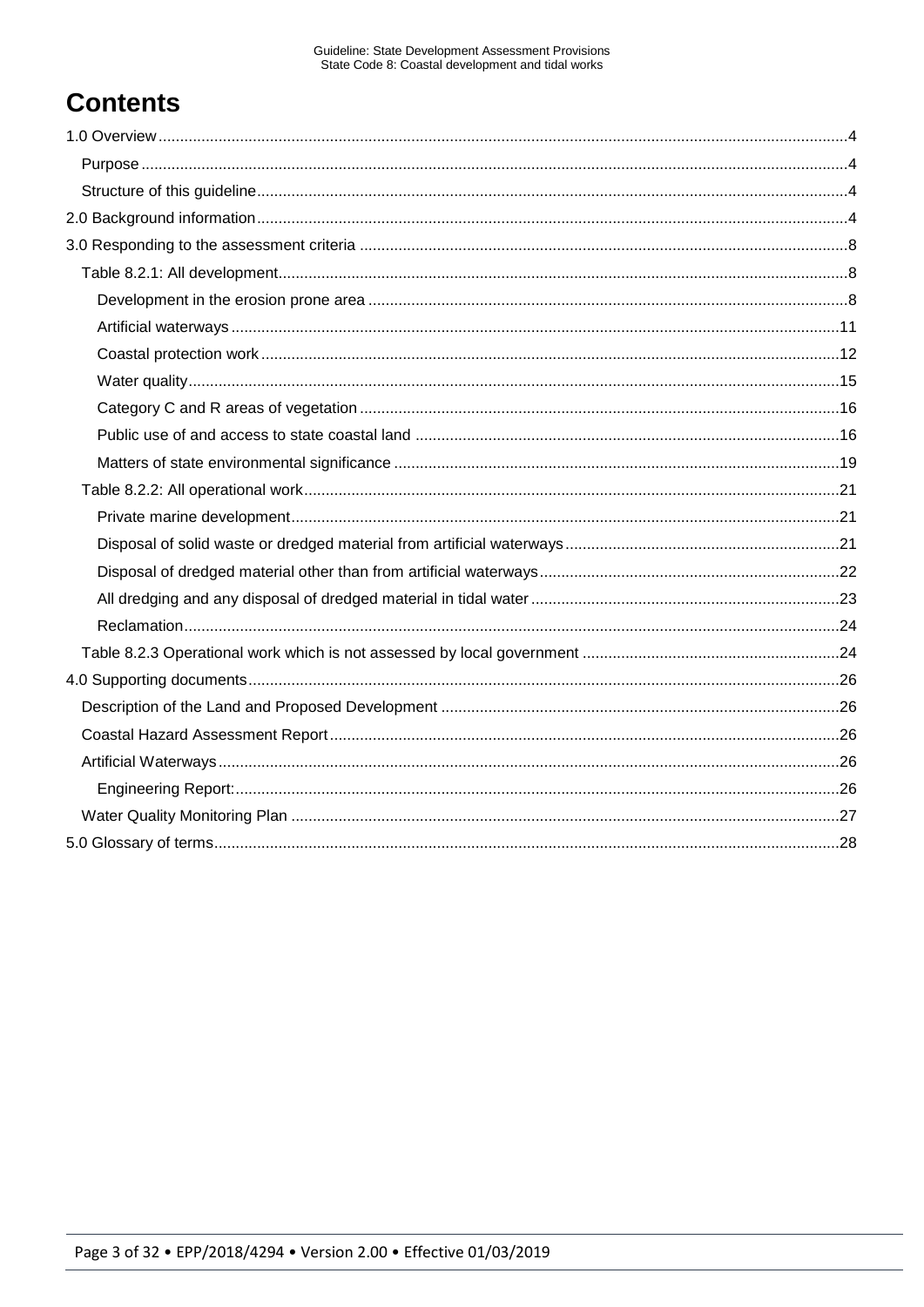# Contents

1.0 Overview ..... 4

- Purpose ..... 4
- Structure of this guideline ..... 4

2.0 Background information ..... 4

3.0 Responding to the assessment criteria ..... 8

- Table 8.2.1: All development ..... 8
  - Development in the erosion prone area ..... 8
  - Artificial waterways ..... 11
  - Coastal protection work ..... 12
  - Water quality ..... 15
  - Category C and R areas of vegetation ..... 16
  - Public use of and access to state coastal land ..... 16
  - Matters of state environmental significance ..... 19
- Table 8.2.2: All operational work ..... 21
  - Private marine development ..... 21
  - Disposal of solid waste or dredged material from artificial waterways ..... 21
  - Disposal of dredged material other than from artificial waterways ..... 22
  - All dredging and any disposal of dredged material in tidal water ..... 23
  - Reclamation ..... 24
- Table 8.2.3 Operational work which is not assessed by local government ..... 24

4.0 Supporting documents ..... 26

- Description of the Land and Proposed Development ..... 26
- Coastal Hazard Assessment Report ..... 26
- Artificial Waterways ..... 26
  - Engineering Report: ..... 26
- Water Quality Monitoring Plan ..... 27

5.0 Glossary of terms ..... 28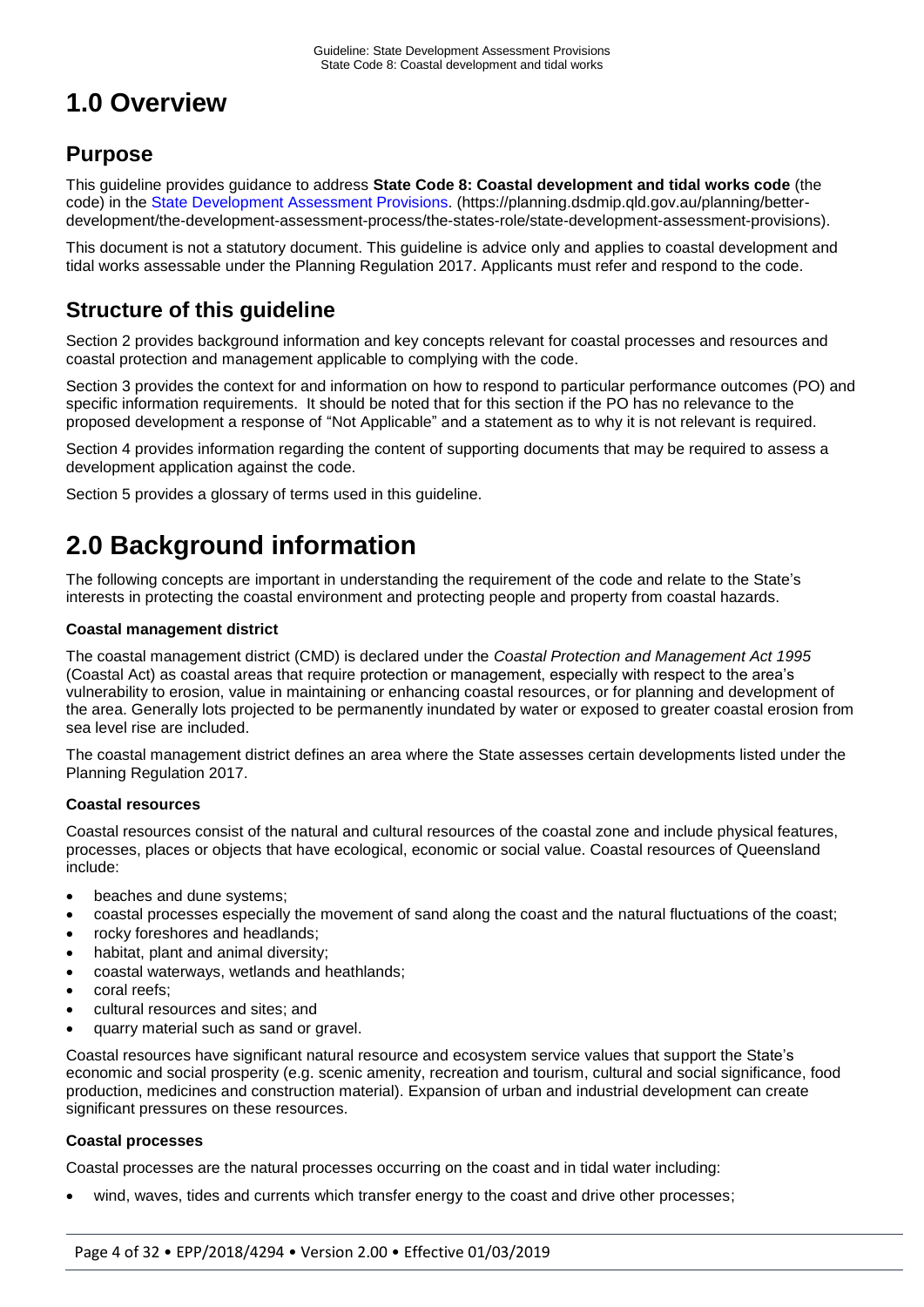# 1.0 Overview

## Purpose

This guideline provides guidance to address **State Code 8: Coastal development and tidal works code** (the code) in the State Development Assessment Provisions. (https://planning.dsdmip.qld.gov.au/planning/better-development/the-development-assessment-process/the-states-role/state-development-assessment-provisions).

This document is not a statutory document. This guideline is advice only and applies to coastal development and tidal works assessable under the Planning Regulation 2017. Applicants must refer and respond to the code.

## Structure of this guideline

Section 2 provides background information and key concepts relevant for coastal processes and resources and coastal protection and management applicable to complying with the code.

Section 3 provides the context for and information on how to respond to particular performance outcomes (PO) and specific information requirements. It should be noted that for this section if the PO has no relevance to the proposed development a response of "Not Applicable" and a statement as to why it is not relevant is required.

Section 4 provides information regarding the content of supporting documents that may be required to assess a development application against the code.

Section 5 provides a glossary of terms used in this guideline.

# 2.0 Background information

The following concepts are important in understanding the requirement of the code and relate to the State's interests in protecting the coastal environment and protecting people and property from coastal hazards.

**Coastal management district**

The coastal management district (CMD) is declared under the *Coastal Protection and Management Act 1995* (Coastal Act) as coastal areas that require protection or management, especially with respect to the area's vulnerability to erosion, value in maintaining or enhancing coastal resources, or for planning and development of the area. Generally lots projected to be permanently inundated by water or exposed to greater coastal erosion from sea level rise are included.

The coastal management district defines an area where the State assesses certain developments listed under the Planning Regulation 2017.

**Coastal resources**

Coastal resources consist of the natural and cultural resources of the coastal zone and include physical features, processes, places or objects that have ecological, economic or social value. Coastal resources of Queensland include:

- beaches and dune systems;
- coastal processes especially the movement of sand along the coast and the natural fluctuations of the coast;
- rocky foreshores and headlands;
- habitat, plant and animal diversity;
- coastal waterways, wetlands and heathlands;
- coral reefs;
- cultural resources and sites; and
- quarry material such as sand or gravel.

Coastal resources have significant natural resource and ecosystem service values that support the State's economic and social prosperity (e.g. scenic amenity, recreation and tourism, cultural and social significance, food production, medicines and construction material). Expansion of urban and industrial development can create significant pressures on these resources.

**Coastal processes**

Coastal processes are the natural processes occurring on the coast and in tidal water including:

- wind, waves, tides and currents which transfer energy to the coast and drive other processes;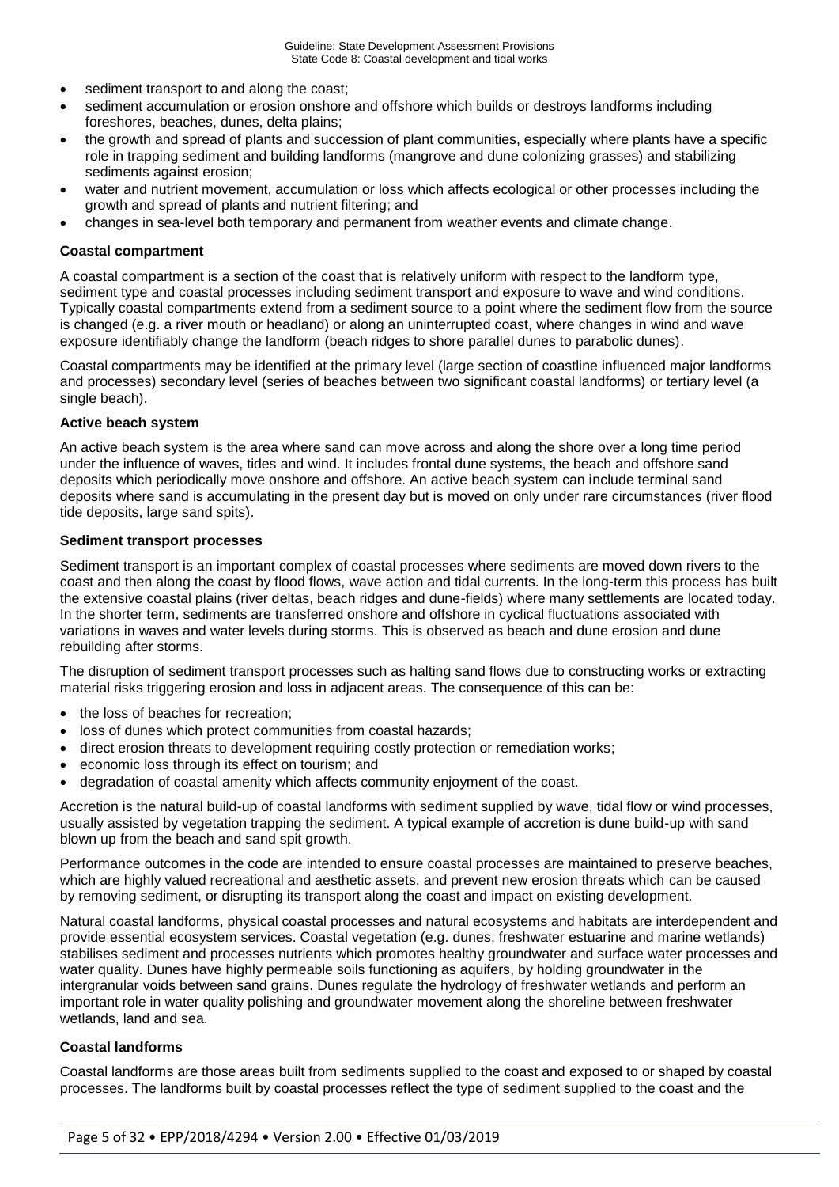- sediment transport to and along the coast;
- sediment accumulation or erosion onshore and offshore which builds or destroys landforms including foreshores, beaches, dunes, delta plains;
- the growth and spread of plants and succession of plant communities, especially where plants have a specific role in trapping sediment and building landforms (mangrove and dune colonizing grasses) and stabilizing sediments against erosion;
- water and nutrient movement, accumulation or loss which affects ecological or other processes including the growth and spread of plants and nutrient filtering; and
- changes in sea-level both temporary and permanent from weather events and climate change.

**Coastal compartment**

A coastal compartment is a section of the coast that is relatively uniform with respect to the landform type, sediment type and coastal processes including sediment transport and exposure to wave and wind conditions. Typically coastal compartments extend from a sediment source to a point where the sediment flow from the source is changed (e.g. a river mouth or headland) or along an uninterrupted coast, where changes in wind and wave exposure identifiably change the landform (beach ridges to shore parallel dunes to parabolic dunes).

Coastal compartments may be identified at the primary level (large section of coastline influenced major landforms and processes) secondary level (series of beaches between two significant coastal landforms) or tertiary level (a single beach).

**Active beach system**

An active beach system is the area where sand can move across and along the shore over a long time period under the influence of waves, tides and wind. It includes frontal dune systems, the beach and offshore sand deposits which periodically move onshore and offshore. An active beach system can include terminal sand deposits where sand is accumulating in the present day but is moved on only under rare circumstances (river flood tide deposits, large sand spits).

**Sediment transport processes**

Sediment transport is an important complex of coastal processes where sediments are moved down rivers to the coast and then along the coast by flood flows, wave action and tidal currents. In the long-term this process has built the extensive coastal plains (river deltas, beach ridges and dune-fields) where many settlements are located today. In the shorter term, sediments are transferred onshore and offshore in cyclical fluctuations associated with variations in waves and water levels during storms. This is observed as beach and dune erosion and dune rebuilding after storms.

The disruption of sediment transport processes such as halting sand flows due to constructing works or extracting material risks triggering erosion and loss in adjacent areas. The consequence of this can be:

- the loss of beaches for recreation;
- loss of dunes which protect communities from coastal hazards;
- direct erosion threats to development requiring costly protection or remediation works;
- economic loss through its effect on tourism; and
- degradation of coastal amenity which affects community enjoyment of the coast.

Accretion is the natural build-up of coastal landforms with sediment supplied by wave, tidal flow or wind processes, usually assisted by vegetation trapping the sediment. A typical example of accretion is dune build-up with sand blown up from the beach and sand spit growth.

Performance outcomes in the code are intended to ensure coastal processes are maintained to preserve beaches, which are highly valued recreational and aesthetic assets, and prevent new erosion threats which can be caused by removing sediment, or disrupting its transport along the coast and impact on existing development.

Natural coastal landforms, physical coastal processes and natural ecosystems and habitats are interdependent and provide essential ecosystem services. Coastal vegetation (e.g. dunes, freshwater estuarine and marine wetlands) stabilises sediment and processes nutrients which promotes healthy groundwater and surface water processes and water quality. Dunes have highly permeable soils functioning as aquifers, by holding groundwater in the intergranular voids between sand grains. Dunes regulate the hydrology of freshwater wetlands and perform an important role in water quality polishing and groundwater movement along the shoreline between freshwater wetlands, land and sea.

**Coastal landforms**

Coastal landforms are those areas built from sediments supplied to the coast and exposed to or shaped by coastal processes. The landforms built by coastal processes reflect the type of sediment supplied to the coast and the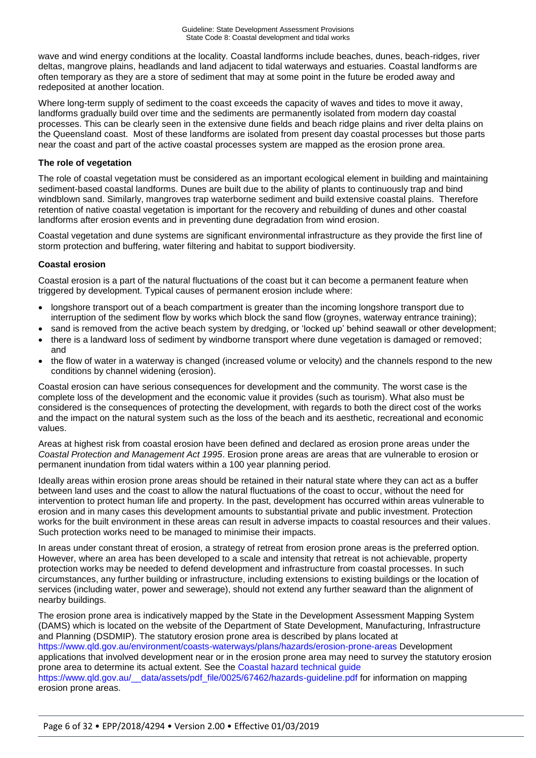wave and wind energy conditions at the locality. Coastal landforms include beaches, dunes, beach-ridges, river deltas, mangrove plains, headlands and land adjacent to tidal waterways and estuaries. Coastal landforms are often temporary as they are a store of sediment that may at some point in the future be eroded away and redeposited at another location.

Where long-term supply of sediment to the coast exceeds the capacity of waves and tides to move it away, landforms gradually build over time and the sediments are permanently isolated from modern day coastal processes. This can be clearly seen in the extensive dune fields and beach ridge plains and river delta plains on the Queensland coast. Most of these landforms are isolated from present day coastal processes but those parts near the coast and part of the active coastal processes system are mapped as the erosion prone area.

**The role of vegetation**

The role of coastal vegetation must be considered as an important ecological element in building and maintaining sediment-based coastal landforms. Dunes are built due to the ability of plants to continuously trap and bind windblown sand. Similarly, mangroves trap waterborne sediment and build extensive coastal plains. Therefore retention of native coastal vegetation is important for the recovery and rebuilding of dunes and other coastal landforms after erosion events and in preventing dune degradation from wind erosion.

Coastal vegetation and dune systems are significant environmental infrastructure as they provide the first line of storm protection and buffering, water filtering and habitat to support biodiversity.

**Coastal erosion**

Coastal erosion is a part of the natural fluctuations of the coast but it can become a permanent feature when triggered by development. Typical causes of permanent erosion include where:

- longshore transport out of a beach compartment is greater than the incoming longshore transport due to interruption of the sediment flow by works which block the sand flow (groynes, waterway entrance training);
- sand is removed from the active beach system by dredging, or 'locked up' behind seawall or other development;
- there is a landward loss of sediment by windborne transport where dune vegetation is damaged or removed; and
- the flow of water in a waterway is changed (increased volume or velocity) and the channels respond to the new conditions by channel widening (erosion).

Coastal erosion can have serious consequences for development and the community. The worst case is the complete loss of the development and the economic value it provides (such as tourism). What also must be considered is the consequences of protecting the development, with regards to both the direct cost of the works and the impact on the natural system such as the loss of the beach and its aesthetic, recreational and economic values.

Areas at highest risk from coastal erosion have been defined and declared as erosion prone areas under the *Coastal Protection and Management Act 1995*. Erosion prone areas are areas that are vulnerable to erosion or permanent inundation from tidal waters within a 100 year planning period.

Ideally areas within erosion prone areas should be retained in their natural state where they can act as a buffer between land uses and the coast to allow the natural fluctuations of the coast to occur, without the need for intervention to protect human life and property. In the past, development has occurred within areas vulnerable to erosion and in many cases this development amounts to substantial private and public investment. Protection works for the built environment in these areas can result in adverse impacts to coastal resources and their values. Such protection works need to be managed to minimise their impacts.

In areas under constant threat of erosion, a strategy of retreat from erosion prone areas is the preferred option. However, where an area has been developed to a scale and intensity that retreat is not achievable, property protection works may be needed to defend development and infrastructure from coastal processes. In such circumstances, any further building or infrastructure, including extensions to existing buildings or the location of services (including water, power and sewerage), should not extend any further seaward than the alignment of nearby buildings.

The erosion prone area is indicatively mapped by the State in the Development Assessment Mapping System (DAMS) which is located on the website of the Department of State Development, Manufacturing, Infrastructure and Planning (DSDMIP). The statutory erosion prone area is described by plans located at https://www.qld.gov.au/environment/coasts-waterways/plans/hazards/erosion-prone-areas Development applications that involved development near or in the erosion prone area may need to survey the statutory erosion prone area to determine its actual extent. See the Coastal hazard technical guide https://www.qld.gov.au/__data/assets/pdf_file/0025/67462/hazards-guideline.pdf for information on mapping erosion prone areas.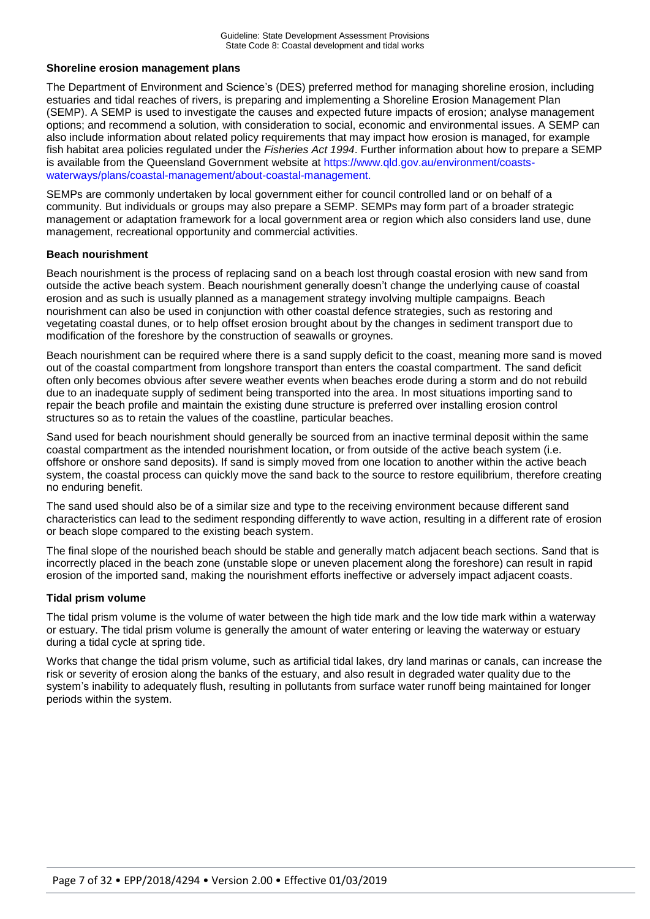### Shoreline erosion management plans

The Department of Environment and Science's (DES) preferred method for managing shoreline erosion, including estuaries and tidal reaches of rivers, is preparing and implementing a Shoreline Erosion Management Plan (SEMP). A SEMP is used to investigate the causes and expected future impacts of erosion; analyse management options; and recommend a solution, with consideration to social, economic and environmental issues. A SEMP can also include information about related policy requirements that may impact how erosion is managed, for example fish habitat area policies regulated under the *Fisheries Act 1994*. Further information about how to prepare a SEMP is available from the Queensland Government website at https://www.qld.gov.au/environment/coasts-waterways/plans/coastal-management/about-coastal-management.

SEMPs are commonly undertaken by local government either for council controlled land or on behalf of a community. But individuals or groups may also prepare a SEMP. SEMPs may form part of a broader strategic management or adaptation framework for a local government area or region which also considers land use, dune management, recreational opportunity and commercial activities.

### Beach nourishment

Beach nourishment is the process of replacing sand on a beach lost through coastal erosion with new sand from outside the active beach system. Beach nourishment generally doesn't change the underlying cause of coastal erosion and as such is usually planned as a management strategy involving multiple campaigns. Beach nourishment can also be used in conjunction with other coastal defence strategies, such as restoring and vegetating coastal dunes, or to help offset erosion brought about by the changes in sediment transport due to modification of the foreshore by the construction of seawalls or groynes.

Beach nourishment can be required where there is a sand supply deficit to the coast, meaning more sand is moved out of the coastal compartment from longshore transport than enters the coastal compartment. The sand deficit often only becomes obvious after severe weather events when beaches erode during a storm and do not rebuild due to an inadequate supply of sediment being transported into the area. In most situations importing sand to repair the beach profile and maintain the existing dune structure is preferred over installing erosion control structures so as to retain the values of the coastline, particular beaches.

Sand used for beach nourishment should generally be sourced from an inactive terminal deposit within the same coastal compartment as the intended nourishment location, or from outside of the active beach system (i.e. offshore or onshore sand deposits). If sand is simply moved from one location to another within the active beach system, the coastal process can quickly move the sand back to the source to restore equilibrium, therefore creating no enduring benefit.

The sand used should also be of a similar size and type to the receiving environment because different sand characteristics can lead to the sediment responding differently to wave action, resulting in a different rate of erosion or beach slope compared to the existing beach system.

The final slope of the nourished beach should be stable and generally match adjacent beach sections. Sand that is incorrectly placed in the beach zone (unstable slope or uneven placement along the foreshore) can result in rapid erosion of the imported sand, making the nourishment efforts ineffective or adversely impact adjacent coasts.

### Tidal prism volume

The tidal prism volume is the volume of water between the high tide mark and the low tide mark within a waterway or estuary. The tidal prism volume is generally the amount of water entering or leaving the waterway or estuary during a tidal cycle at spring tide.

Works that change the tidal prism volume, such as artificial tidal lakes, dry land marinas or canals, can increase the risk or severity of erosion along the banks of the estuary, and also result in degraded water quality due to the system's inability to adequately flush, resulting in pollutants from surface water runoff being maintained for longer periods within the system.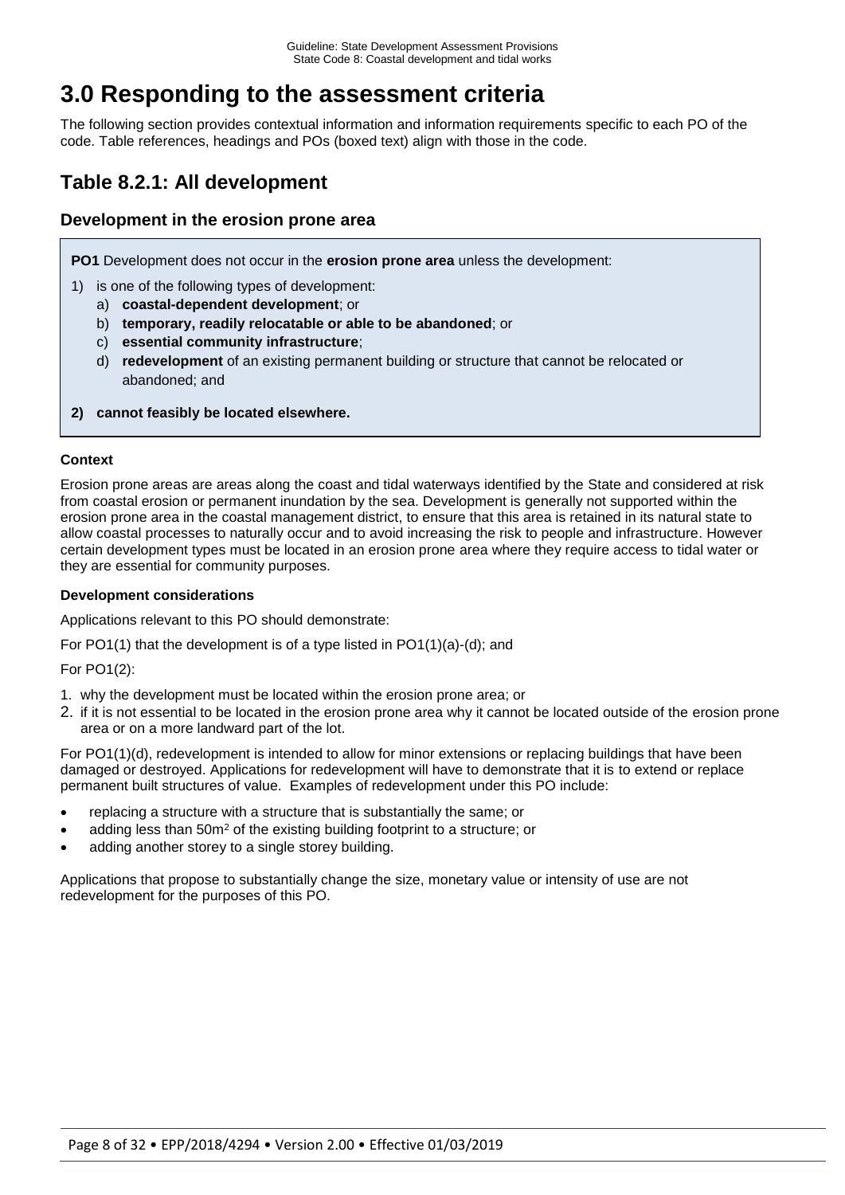# 3.0 Responding to the assessment criteria

The following section provides contextual information and information requirements specific to each PO of the code. Table references, headings and POs (boxed text) align with those in the code.

## Table 8.2.1: All development

### Development in the erosion prone area

**PO1** Development does not occur in the **erosion prone area** unless the development:

1) is one of the following types of development:
   a) **coastal-dependent development**; or
   b) **temporary, readily relocatable or able to be abandoned**; or
   c) **essential community infrastructure**;
   d) **redevelopment** of an existing permanent building or structure that cannot be relocated or abandoned; and

**2) cannot feasibly be located elsewhere.**

#### Context

Erosion prone areas are areas along the coast and tidal waterways identified by the State and considered at risk from coastal erosion or permanent inundation by the sea. Development is generally not supported within the erosion prone area in the coastal management district, to ensure that this area is retained in its natural state to allow coastal processes to naturally occur and to avoid increasing the risk to people and infrastructure. However certain development types must be located in an erosion prone area where they require access to tidal water or they are essential for community purposes.

#### Development considerations

Applications relevant to this PO should demonstrate:

For PO1(1) that the development is of a type listed in PO1(1)(a)-(d); and

For PO1(2):

1. why the development must be located within the erosion prone area; or
2. if it is not essential to be located in the erosion prone area why it cannot be located outside of the erosion prone area or on a more landward part of the lot.

For PO1(1)(d), redevelopment is intended to allow for minor extensions or replacing buildings that have been damaged or destroyed. Applications for redevelopment will have to demonstrate that it is to extend or replace permanent built structures of value. Examples of redevelopment under this PO include:

- replacing a structure with a structure that is substantially the same; or
- adding less than 50m$^2$ of the existing building footprint to a structure; or
- adding another storey to a single storey building.

Applications that propose to substantially change the size, monetary value or intensity of use are not redevelopment for the purposes of this PO.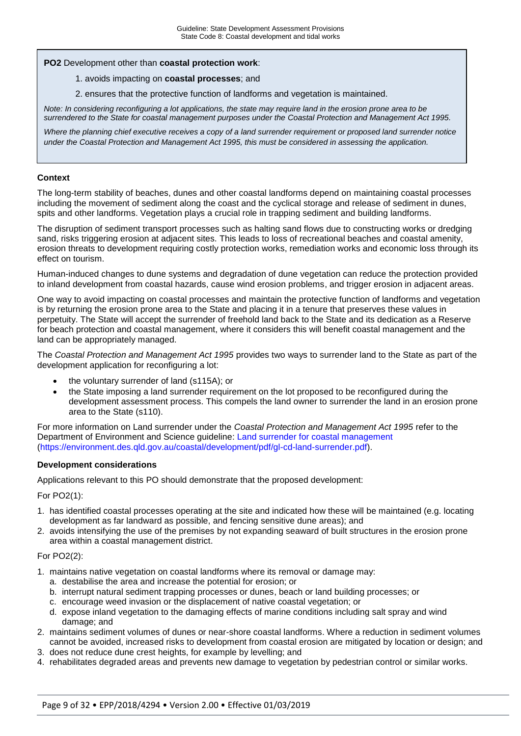**PO2** Development other than **coastal protection work**:

1. avoids impacting on **coastal processes**; and
2. ensures that the protective function of landforms and vegetation is maintained.

*Note: In considering reconfiguring a lot applications, the state may require land in the erosion prone area to be surrendered to the State for coastal management purposes under the Coastal Protection and Management Act 1995.*

*Where the planning chief executive receives a copy of a land surrender requirement or proposed land surrender notice under the Coastal Protection and Management Act 1995, this must be considered in assessing the application.*

**Context**

The long-term stability of beaches, dunes and other coastal landforms depend on maintaining coastal processes including the movement of sediment along the coast and the cyclical storage and release of sediment in dunes, spits and other landforms. Vegetation plays a crucial role in trapping sediment and building landforms.

The disruption of sediment transport processes such as halting sand flows due to constructing works or dredging sand, risks triggering erosion at adjacent sites. This leads to loss of recreational beaches and coastal amenity, erosion threats to development requiring costly protection works, remediation works and economic loss through its effect on tourism.

Human-induced changes to dune systems and degradation of dune vegetation can reduce the protection provided to inland development from coastal hazards, cause wind erosion problems, and trigger erosion in adjacent areas.

One way to avoid impacting on coastal processes and maintain the protective function of landforms and vegetation is by returning the erosion prone area to the State and placing it in a tenure that preserves these values in perpetuity. The State will accept the surrender of freehold land back to the State and its dedication as a Reserve for beach protection and coastal management, where it considers this will benefit coastal management and the land can be appropriately managed.

The *Coastal Protection and Management Act 1995* provides two ways to surrender land to the State as part of the development application for reconfiguring a lot:

- the voluntary surrender of land (s115A); or
- the State imposing a land surrender requirement on the lot proposed to be reconfigured during the development assessment process. This compels the land owner to surrender the land in an erosion prone area to the State (s110).

For more information on Land surrender under the *Coastal Protection and Management Act 1995* refer to the Department of Environment and Science guideline: Land surrender for coastal management (https://environment.des.qld.gov.au/coastal/development/pdf/gl-cd-land-surrender.pdf).

**Development considerations**

Applications relevant to this PO should demonstrate that the proposed development:

For PO2(1):

1. has identified coastal processes operating at the site and indicated how these will be maintained (e.g. locating development as far landward as possible, and fencing sensitive dune areas); and
2. avoids intensifying the use of the premises by not expanding seaward of built structures in the erosion prone area within a coastal management district.

For PO2(2):

1. maintains native vegetation on coastal landforms where its removal or damage may:
   a. destabilise the area and increase the potential for erosion; or
   b. interrupt natural sediment trapping processes or dunes, beach or land building processes; or
   c. encourage weed invasion or the displacement of native coastal vegetation; or
   d. expose inland vegetation to the damaging effects of marine conditions including salt spray and wind damage; and
2. maintains sediment volumes of dunes or near-shore coastal landforms. Where a reduction in sediment volumes cannot be avoided, increased risks to development from coastal erosion are mitigated by location or design; and
3. does not reduce dune crest heights, for example by levelling; and
4. rehabilitates degraded areas and prevents new damage to vegetation by pedestrian control or similar works.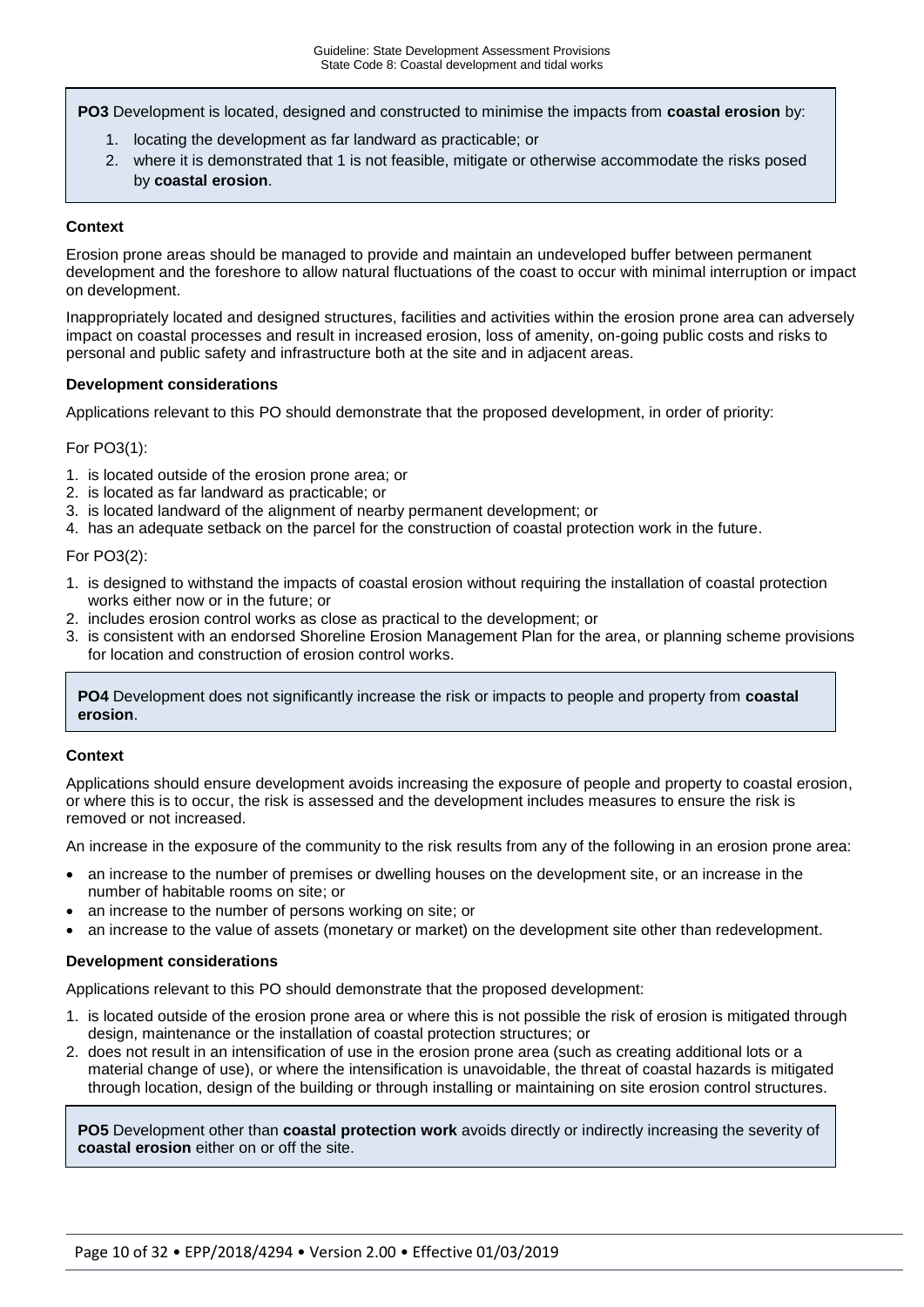**PO3** Development is located, designed and constructed to minimise the impacts from **coastal erosion** by:

1. locating the development as far landward as practicable; or
2. where it is demonstrated that 1 is not feasible, mitigate or otherwise accommodate the risks posed by **coastal erosion**.

**Context**

Erosion prone areas should be managed to provide and maintain an undeveloped buffer between permanent development and the foreshore to allow natural fluctuations of the coast to occur with minimal interruption or impact on development.

Inappropriately located and designed structures, facilities and activities within the erosion prone area can adversely impact on coastal processes and result in increased erosion, loss of amenity, on-going public costs and risks to personal and public safety and infrastructure both at the site and in adjacent areas.

**Development considerations**

Applications relevant to this PO should demonstrate that the proposed development, in order of priority:

For PO3(1):

1. is located outside of the erosion prone area; or
2. is located as far landward as practicable; or
3. is located landward of the alignment of nearby permanent development; or
4. has an adequate setback on the parcel for the construction of coastal protection work in the future.

For PO3(2):

1. is designed to withstand the impacts of coastal erosion without requiring the installation of coastal protection works either now or in the future; or
2. includes erosion control works as close as practical to the development; or
3. is consistent with an endorsed Shoreline Erosion Management Plan for the area, or planning scheme provisions for location and construction of erosion control works.

**PO4** Development does not significantly increase the risk or impacts to people and property from **coastal erosion**.

**Context**

Applications should ensure development avoids increasing the exposure of people and property to coastal erosion, or where this is to occur, the risk is assessed and the development includes measures to ensure the risk is removed or not increased.

An increase in the exposure of the community to the risk results from any of the following in an erosion prone area:

- an increase to the number of premises or dwelling houses on the development site, or an increase in the number of habitable rooms on site; or
- an increase to the number of persons working on site; or
- an increase to the value of assets (monetary or market) on the development site other than redevelopment.

**Development considerations**

Applications relevant to this PO should demonstrate that the proposed development:

1. is located outside of the erosion prone area or where this is not possible the risk of erosion is mitigated through design, maintenance or the installation of coastal protection structures; or
2. does not result in an intensification of use in the erosion prone area (such as creating additional lots or a material change of use), or where the intensification is unavoidable, the threat of coastal hazards is mitigated through location, design of the building or through installing or maintaining on site erosion control structures.

**PO5** Development other than **coastal protection work** avoids directly or indirectly increasing the severity of **coastal erosion** either on or off the site.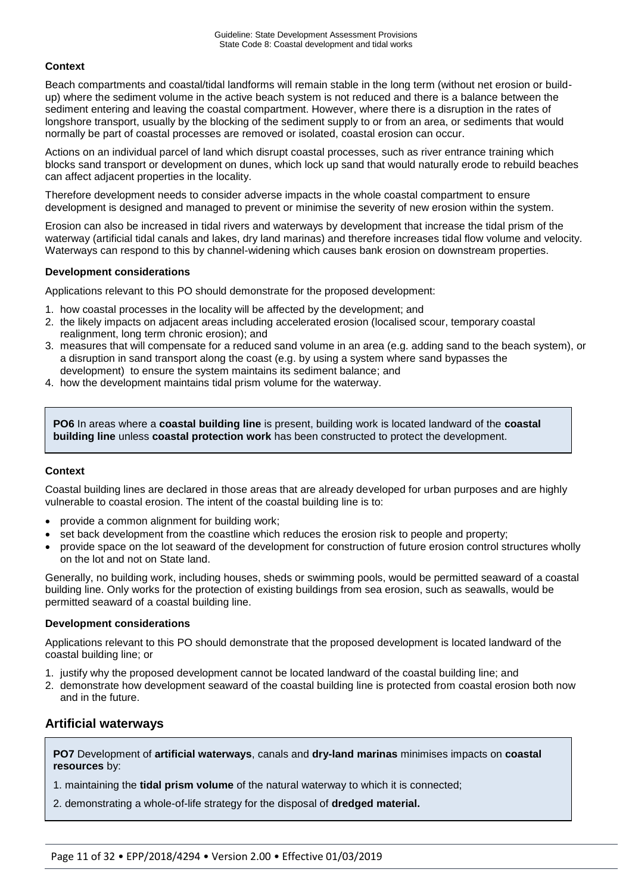### Context

Beach compartments and coastal/tidal landforms will remain stable in the long term (without net erosion or build-up) where the sediment volume in the active beach system is not reduced and there is a balance between the sediment entering and leaving the coastal compartment. However, where there is a disruption in the rates of longshore transport, usually by the blocking of the sediment supply to or from an area, or sediments that would normally be part of coastal processes are removed or isolated, coastal erosion can occur.

Actions on an individual parcel of land which disrupt coastal processes, such as river entrance training which blocks sand transport or development on dunes, which lock up sand that would naturally erode to rebuild beaches can affect adjacent properties in the locality.

Therefore development needs to consider adverse impacts in the whole coastal compartment to ensure development is designed and managed to prevent or minimise the severity of new erosion within the system.

Erosion can also be increased in tidal rivers and waterways by development that increase the tidal prism of the waterway (artificial tidal canals and lakes, dry land marinas) and therefore increases tidal flow volume and velocity. Waterways can respond to this by channel-widening which causes bank erosion on downstream properties.

### Development considerations

Applications relevant to this PO should demonstrate for the proposed development:

1. how coastal processes in the locality will be affected by the development; and
2. the likely impacts on adjacent areas including accelerated erosion (localised scour, temporary coastal realignment, long term chronic erosion); and
3. measures that will compensate for a reduced sand volume in an area (e.g. adding sand to the beach system), or a disruption in sand transport along the coast (e.g. by using a system where sand bypasses the development) to ensure the system maintains its sediment balance; and
4. how the development maintains tidal prism volume for the waterway.

> **PO6** In areas where a **coastal building line** is present, building work is located landward of the **coastal building line** unless **coastal protection work** has been constructed to protect the development.

### Context

Coastal building lines are declared in those areas that are already developed for urban purposes and are highly vulnerable to coastal erosion. The intent of the coastal building line is to:

- provide a common alignment for building work;
- set back development from the coastline which reduces the erosion risk to people and property;
- provide space on the lot seaward of the development for construction of future erosion control structures wholly on the lot and not on State land.

Generally, no building work, including houses, sheds or swimming pools, would be permitted seaward of a coastal building line. Only works for the protection of existing buildings from sea erosion, such as seawalls, would be permitted seaward of a coastal building line.

### Development considerations

Applications relevant to this PO should demonstrate that the proposed development is located landward of the coastal building line; or

1. justify why the proposed development cannot be located landward of the coastal building line; and
2. demonstrate how development seaward of the coastal building line is protected from coastal erosion both now and in the future.

## Artificial waterways

> **PO7** Development of **artificial waterways**, canals and **dry-land marinas** minimises impacts on **coastal resources** by:
>
> 1. maintaining the **tidal prism volume** of the natural waterway to which it is connected;
>
> 2. demonstrating a whole-of-life strategy for the disposal of **dredged material.**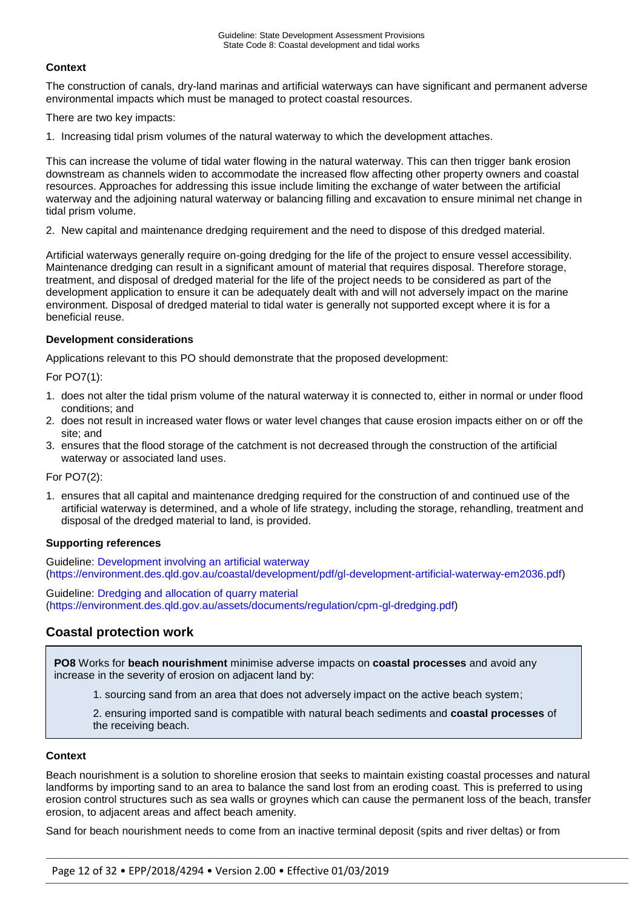**Context**

The construction of canals, dry-land marinas and artificial waterways can have significant and permanent adverse environmental impacts which must be managed to protect coastal resources.

There are two key impacts:

1. Increasing tidal prism volumes of the natural waterway to which the development attaches.

This can increase the volume of tidal water flowing in the natural waterway. This can then trigger bank erosion downstream as channels widen to accommodate the increased flow affecting other property owners and coastal resources. Approaches for addressing this issue include limiting the exchange of water between the artificial waterway and the adjoining natural waterway or balancing filling and excavation to ensure minimal net change in tidal prism volume.

2. New capital and maintenance dredging requirement and the need to dispose of this dredged material.

Artificial waterways generally require on-going dredging for the life of the project to ensure vessel accessibility. Maintenance dredging can result in a significant amount of material that requires disposal. Therefore storage, treatment, and disposal of dredged material for the life of the project needs to be considered as part of the development application to ensure it can be adequately dealt with and will not adversely impact on the marine environment. Disposal of dredged material to tidal water is generally not supported except where it is for a beneficial reuse.

**Development considerations**

Applications relevant to this PO should demonstrate that the proposed development:

For PO7(1):

1. does not alter the tidal prism volume of the natural waterway it is connected to, either in normal or under flood conditions; and
2. does not result in increased water flows or water level changes that cause erosion impacts either on or off the site; and
3. ensures that the flood storage of the catchment is not decreased through the construction of the artificial waterway or associated land uses.

For PO7(2):

1. ensures that all capital and maintenance dredging required for the construction of and continued use of the artificial waterway is determined, and a whole of life strategy, including the storage, rehandling, treatment and disposal of the dredged material to land, is provided.

**Supporting references**

Guideline: Development involving an artificial waterway (https://environment.des.qld.gov.au/coastal/development/pdf/gl-development-artificial-waterway-em2036.pdf)

Guideline: Dredging and allocation of quarry material (https://environment.des.qld.gov.au/assets/documents/regulation/cpm-gl-dredging.pdf)

## Coastal protection work

**PO8** Works for **beach nourishment** minimise adverse impacts on **coastal processes** and avoid any increase in the severity of erosion on adjacent land by:

1. sourcing sand from an area that does not adversely impact on the active beach system;
2. ensuring imported sand is compatible with natural beach sediments and **coastal processes** of the receiving beach.

**Context**

Beach nourishment is a solution to shoreline erosion that seeks to maintain existing coastal processes and natural landforms by importing sand to an area to balance the sand lost from an eroding coast. This is preferred to using erosion control structures such as sea walls or groynes which can cause the permanent loss of the beach, transfer erosion, to adjacent areas and affect beach amenity.

Sand for beach nourishment needs to come from an inactive terminal deposit (spits and river deltas) or from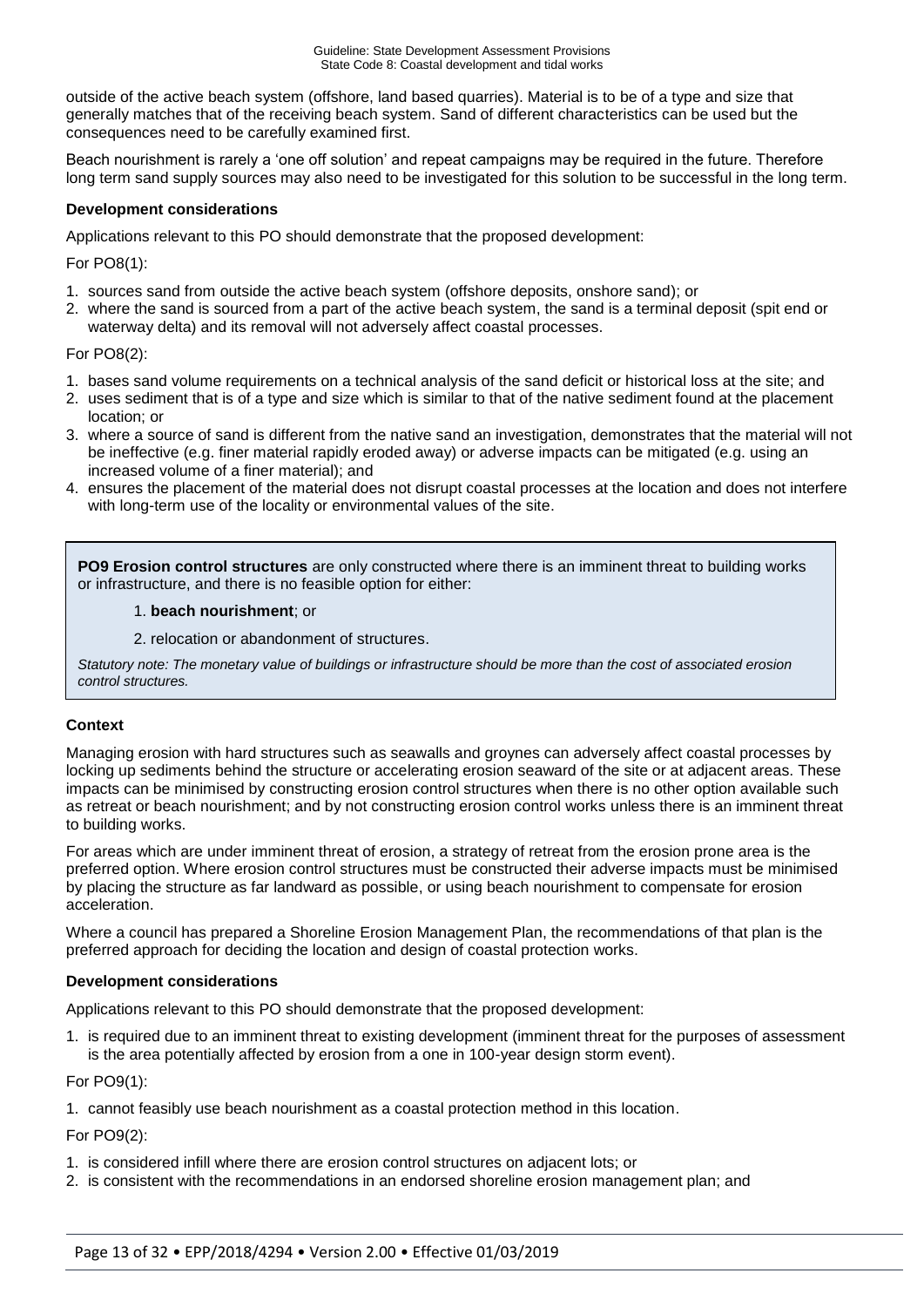outside of the active beach system (offshore, land based quarries). Material is to be of a type and size that generally matches that of the receiving beach system. Sand of different characteristics can be used but the consequences need to be carefully examined first.

Beach nourishment is rarely a 'one off solution' and repeat campaigns may be required in the future. Therefore long term sand supply sources may also need to be investigated for this solution to be successful in the long term.

**Development considerations**

Applications relevant to this PO should demonstrate that the proposed development:

For PO8(1):

1. sources sand from outside the active beach system (offshore deposits, onshore sand); or
2. where the sand is sourced from a part of the active beach system, the sand is a terminal deposit (spit end or waterway delta) and its removal will not adversely affect coastal processes.

For PO8(2):

1. bases sand volume requirements on a technical analysis of the sand deficit or historical loss at the site; and
2. uses sediment that is of a type and size which is similar to that of the native sediment found at the placement location; or
3. where a source of sand is different from the native sand an investigation, demonstrates that the material will not be ineffective (e.g. finer material rapidly eroded away) or adverse impacts can be mitigated (e.g. using an increased volume of a finer material); and
4. ensures the placement of the material does not disrupt coastal processes at the location and does not interfere with long-term use of the locality or environmental values of the site.

**PO9 Erosion control structures** are only constructed where there is an imminent threat to building works or infrastructure, and there is no feasible option for either:

1. **beach nourishment**; or
2. relocation or abandonment of structures.

*Statutory note: The monetary value of buildings or infrastructure should be more than the cost of associated erosion control structures.*

**Context**

Managing erosion with hard structures such as seawalls and groynes can adversely affect coastal processes by locking up sediments behind the structure or accelerating erosion seaward of the site or at adjacent areas. These impacts can be minimised by constructing erosion control structures when there is no other option available such as retreat or beach nourishment; and by not constructing erosion control works unless there is an imminent threat to building works.

For areas which are under imminent threat of erosion, a strategy of retreat from the erosion prone area is the preferred option. Where erosion control structures must be constructed their adverse impacts must be minimised by placing the structure as far landward as possible, or using beach nourishment to compensate for erosion acceleration.

Where a council has prepared a Shoreline Erosion Management Plan, the recommendations of that plan is the preferred approach for deciding the location and design of coastal protection works.

**Development considerations**

Applications relevant to this PO should demonstrate that the proposed development:

1. is required due to an imminent threat to existing development (imminent threat for the purposes of assessment is the area potentially affected by erosion from a one in 100-year design storm event).

For PO9(1):

1. cannot feasibly use beach nourishment as a coastal protection method in this location.

For PO9(2):

1. is considered infill where there are erosion control structures on adjacent lots; or
2. is consistent with the recommendations in an endorsed shoreline erosion management plan; and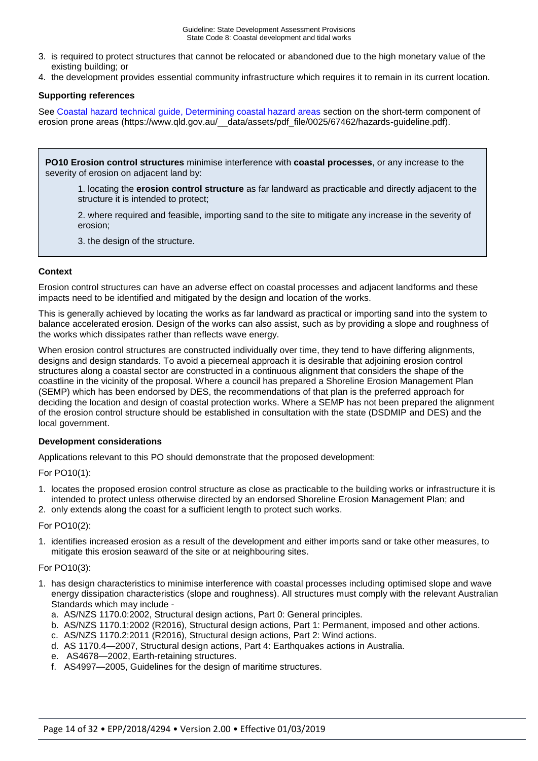3. is required to protect structures that cannot be relocated or abandoned due to the high monetary value of the existing building; or
4. the development provides essential community infrastructure which requires it to remain in its current location.

**Supporting references**

See Coastal hazard technical guide, Determining coastal hazard areas section on the short-term component of erosion prone areas (https://www.qld.gov.au/__data/assets/pdf_file/0025/67462/hazards-guideline.pdf).

> **PO10 Erosion control structures** minimise interference with **coastal processes**, or any increase to the severity of erosion on adjacent land by:
>
> 1. locating the **erosion control structure** as far landward as practicable and directly adjacent to the structure it is intended to protect;
>
> 2. where required and feasible, importing sand to the site to mitigate any increase in the severity of erosion;
>
> 3. the design of the structure.

**Context**

Erosion control structures can have an adverse effect on coastal processes and adjacent landforms and these impacts need to be identified and mitigated by the design and location of the works.

This is generally achieved by locating the works as far landward as practical or importing sand into the system to balance accelerated erosion. Design of the works can also assist, such as by providing a slope and roughness of the works which dissipates rather than reflects wave energy.

When erosion control structures are constructed individually over time, they tend to have differing alignments, designs and design standards. To avoid a piecemeal approach it is desirable that adjoining erosion control structures along a coastal sector are constructed in a continuous alignment that considers the shape of the coastline in the vicinity of the proposal. Where a council has prepared a Shoreline Erosion Management Plan (SEMP) which has been endorsed by DES, the recommendations of that plan is the preferred approach for deciding the location and design of coastal protection works. Where a SEMP has not been prepared the alignment of the erosion control structure should be established in consultation with the state (DSDMIP and DES) and the local government.

**Development considerations**

Applications relevant to this PO should demonstrate that the proposed development:

For PO10(1):

1. locates the proposed erosion control structure as close as practicable to the building works or infrastructure it is intended to protect unless otherwise directed by an endorsed Shoreline Erosion Management Plan; and
2. only extends along the coast for a sufficient length to protect such works.

For PO10(2):

1. identifies increased erosion as a result of the development and either imports sand or take other measures, to mitigate this erosion seaward of the site or at neighbouring sites.

For PO10(3):

1. has design characteristics to minimise interference with coastal processes including optimised slope and wave energy dissipation characteristics (slope and roughness). All structures must comply with the relevant Australian Standards which may include -
   a. AS/NZS 1170.0:2002, Structural design actions, Part 0: General principles.
   b. AS/NZS 1170.1:2002 (R2016), Structural design actions, Part 1: Permanent, imposed and other actions.
   c. AS/NZS 1170.2:2011 (R2016), Structural design actions, Part 2: Wind actions.
   d. AS 1170.4—2007, Structural design actions, Part 4: Earthquakes actions in Australia.
   e. AS4678—2002, Earth-retaining structures.
   f. AS4997—2005, Guidelines for the design of maritime structures.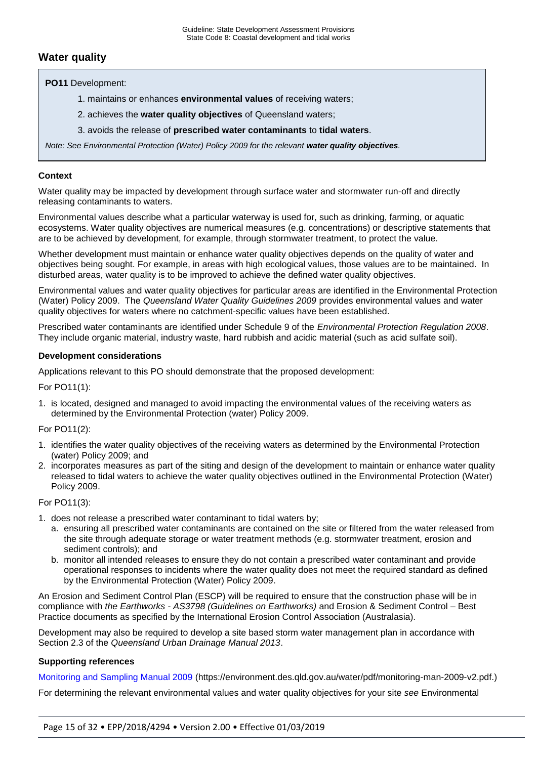## Water quality

**PO11** Development:

1. maintains or enhances **environmental values** of receiving waters;
2. achieves the **water quality objectives** of Queensland waters;
3. avoids the release of **prescribed water contaminants** to **tidal waters**.

*Note: See Environmental Protection (Water) Policy 2009 for the relevant **water quality objectives**.*

### Context

Water quality may be impacted by development through surface water and stormwater run-off and directly releasing contaminants to waters.

Environmental values describe what a particular waterway is used for, such as drinking, farming, or aquatic ecosystems. Water quality objectives are numerical measures (e.g. concentrations) or descriptive statements that are to be achieved by development, for example, through stormwater treatment, to protect the value.

Whether development must maintain or enhance water quality objectives depends on the quality of water and objectives being sought. For example, in areas with high ecological values, those values are to be maintained. In disturbed areas, water quality is to be improved to achieve the defined water quality objectives.

Environmental values and water quality objectives for particular areas are identified in the Environmental Protection (Water) Policy 2009. The *Queensland Water Quality Guidelines 2009* provides environmental values and water quality objectives for waters where no catchment-specific values have been established.

Prescribed water contaminants are identified under Schedule 9 of the *Environmental Protection Regulation 2008*. They include organic material, industry waste, hard rubbish and acidic material (such as acid sulfate soil).

### Development considerations

Applications relevant to this PO should demonstrate that the proposed development:

For PO11(1):

1. is located, designed and managed to avoid impacting the environmental values of the receiving waters as determined by the Environmental Protection (water) Policy 2009.

For PO11(2):

1. identifies the water quality objectives of the receiving waters as determined by the Environmental Protection (water) Policy 2009; and
2. incorporates measures as part of the siting and design of the development to maintain or enhance water quality released to tidal waters to achieve the water quality objectives outlined in the Environmental Protection (Water) Policy 2009.

For PO11(3):

1. does not release a prescribed water contaminant to tidal waters by;
   a. ensuring all prescribed water contaminants are contained on the site or filtered from the water released from the site through adequate storage or water treatment methods (e.g. stormwater treatment, erosion and sediment controls); and
   b. monitor all intended releases to ensure they do not contain a prescribed water contaminant and provide operational responses to incidents where the water quality does not meet the required standard as defined by the Environmental Protection (Water) Policy 2009.

An Erosion and Sediment Control Plan (ESCP) will be required to ensure that the construction phase will be in compliance with *the Earthworks - AS3798 (Guidelines on Earthworks)* and Erosion & Sediment Control – Best Practice documents as specified by the International Erosion Control Association (Australasia).

Development may also be required to develop a site based storm water management plan in accordance with Section 2.3 of the *Queensland Urban Drainage Manual 2013*.

### Supporting references

Monitoring and Sampling Manual 2009 (https://environment.des.qld.gov.au/water/pdf/monitoring-man-2009-v2.pdf.)

For determining the relevant environmental values and water quality objectives for your site *see* Environmental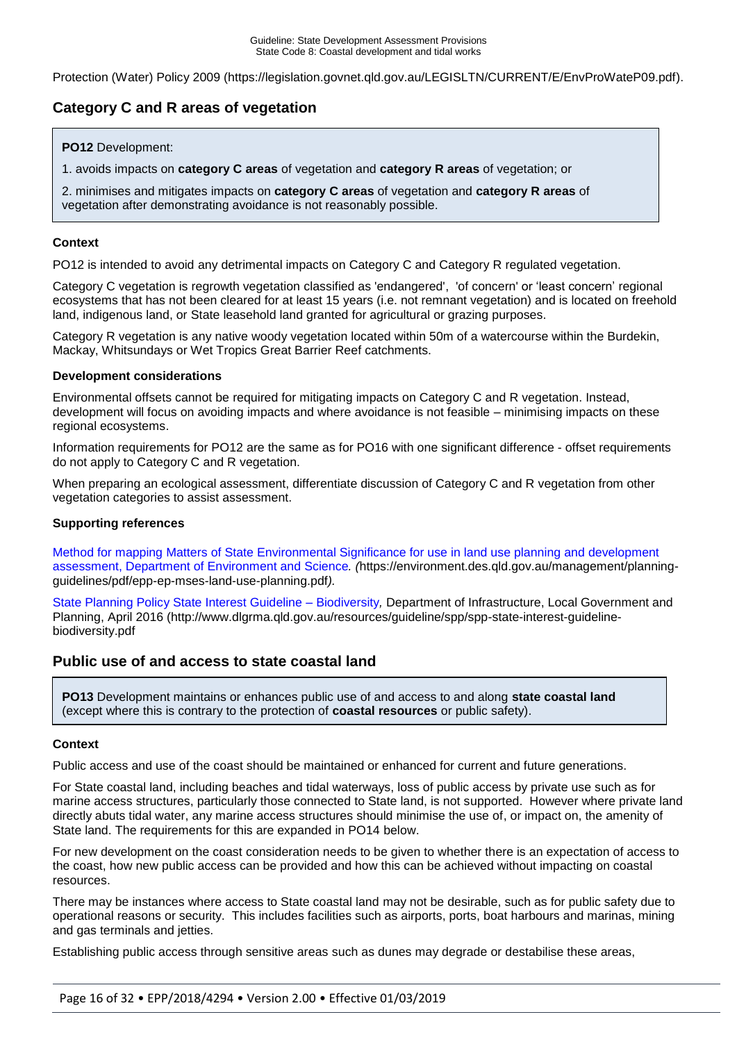Protection (Water) Policy 2009 (https://legislation.govnet.qld.gov.au/LEGISLTN/CURRENT/E/EnvProWateP09.pdf).

## Category C and R areas of vegetation

**PO12** Development:

1. avoids impacts on **category C areas** of vegetation and **category R areas** of vegetation; or

2. minimises and mitigates impacts on **category C areas** of vegetation and **category R areas** of vegetation after demonstrating avoidance is not reasonably possible.

### Context

PO12 is intended to avoid any detrimental impacts on Category C and Category R regulated vegetation.

Category C vegetation is regrowth vegetation classified as 'endangered', 'of concern' or 'least concern' regional ecosystems that has not been cleared for at least 15 years (i.e. not remnant vegetation) and is located on freehold land, indigenous land, or State leasehold land granted for agricultural or grazing purposes.

Category R vegetation is any native woody vegetation located within 50m of a watercourse within the Burdekin, Mackay, Whitsundays or Wet Tropics Great Barrier Reef catchments.

### Development considerations

Environmental offsets cannot be required for mitigating impacts on Category C and R vegetation. Instead, development will focus on avoiding impacts and where avoidance is not feasible – minimising impacts on these regional ecosystems.

Information requirements for PO12 are the same as for PO16 with one significant difference - offset requirements do not apply to Category C and R vegetation.

When preparing an ecological assessment, differentiate discussion of Category C and R vegetation from other vegetation categories to assist assessment.

### Supporting references

Method for mapping Matters of State Environmental Significance for use in land use planning and development assessment, Department of Environment and Science*. (*https://environment.des.qld.gov.au/management/planning-guidelines/pdf/epp-ep-mses-land-use-planning.pdf*).*

State Planning Policy State Interest Guideline – Biodiversity*,* Department of Infrastructure, Local Government and Planning, April 2016 (http://www.dlgrma.qld.gov.au/resources/guideline/spp/spp-state-interest-guideline-biodiversity.pdf

## Public use of and access to state coastal land

**PO13** Development maintains or enhances public use of and access to and along **state coastal land** (except where this is contrary to the protection of **coastal resources** or public safety).

### Context

Public access and use of the coast should be maintained or enhanced for current and future generations.

For State coastal land, including beaches and tidal waterways, loss of public access by private use such as for marine access structures, particularly those connected to State land, is not supported. However where private land directly abuts tidal water, any marine access structures should minimise the use of, or impact on, the amenity of State land. The requirements for this are expanded in PO14 below.

For new development on the coast consideration needs to be given to whether there is an expectation of access to the coast, how new public access can be provided and how this can be achieved without impacting on coastal resources.

There may be instances where access to State coastal land may not be desirable, such as for public safety due to operational reasons or security. This includes facilities such as airports, ports, boat harbours and marinas, mining and gas terminals and jetties.

Establishing public access through sensitive areas such as dunes may degrade or destabilise these areas,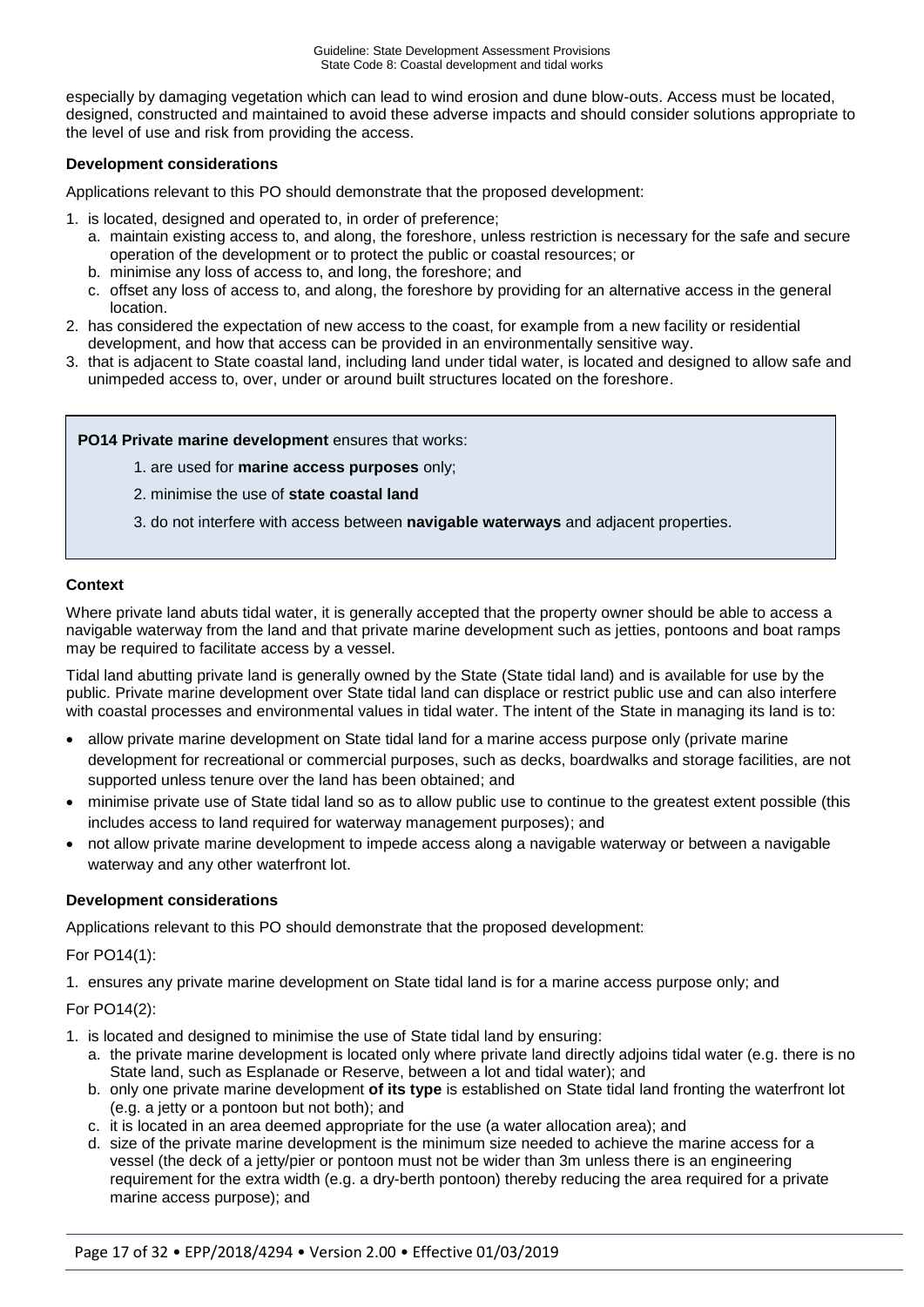especially by damaging vegetation which can lead to wind erosion and dune blow-outs. Access must be located, designed, constructed and maintained to avoid these adverse impacts and should consider solutions appropriate to the level of use and risk from providing the access.

**Development considerations**

Applications relevant to this PO should demonstrate that the proposed development:

1. is located, designed and operated to, in order of preference;
   a. maintain existing access to, and along, the foreshore, unless restriction is necessary for the safe and secure operation of the development or to protect the public or coastal resources; or
   b. minimise any loss of access to, and long, the foreshore; and
   c. offset any loss of access to, and along, the foreshore by providing for an alternative access in the general location.
2. has considered the expectation of new access to the coast, for example from a new facility or residential development, and how that access can be provided in an environmentally sensitive way.
3. that is adjacent to State coastal land, including land under tidal water, is located and designed to allow safe and unimpeded access to, over, under or around built structures located on the foreshore.

> **PO14 Private marine development** ensures that works:
>
> 1. are used for **marine access purposes** only;
> 2. minimise the use of **state coastal land**
> 3. do not interfere with access between **navigable waterways** and adjacent properties.

**Context**

Where private land abuts tidal water, it is generally accepted that the property owner should be able to access a navigable waterway from the land and that private marine development such as jetties, pontoons and boat ramps may be required to facilitate access by a vessel.

Tidal land abutting private land is generally owned by the State (State tidal land) and is available for use by the public. Private marine development over State tidal land can displace or restrict public use and can also interfere with coastal processes and environmental values in tidal water. The intent of the State in managing its land is to:

- allow private marine development on State tidal land for a marine access purpose only (private marine development for recreational or commercial purposes, such as decks, boardwalks and storage facilities, are not supported unless tenure over the land has been obtained; and
- minimise private use of State tidal land so as to allow public use to continue to the greatest extent possible (this includes access to land required for waterway management purposes); and
- not allow private marine development to impede access along a navigable waterway or between a navigable waterway and any other waterfront lot.

**Development considerations**

Applications relevant to this PO should demonstrate that the proposed development:

For PO14(1):

1. ensures any private marine development on State tidal land is for a marine access purpose only; and

For PO14(2):

1. is located and designed to minimise the use of State tidal land by ensuring:
   a. the private marine development is located only where private land directly adjoins tidal water (e.g. there is no State land, such as Esplanade or Reserve, between a lot and tidal water); and
   b. only one private marine development **of its type** is established on State tidal land fronting the waterfront lot (e.g. a jetty or a pontoon but not both); and
   c. it is located in an area deemed appropriate for the use (a water allocation area); and
   d. size of the private marine development is the minimum size needed to achieve the marine access for a vessel (the deck of a jetty/pier or pontoon must not be wider than 3m unless there is an engineering requirement for the extra width (e.g. a dry-berth pontoon) thereby reducing the area required for a private marine access purpose); and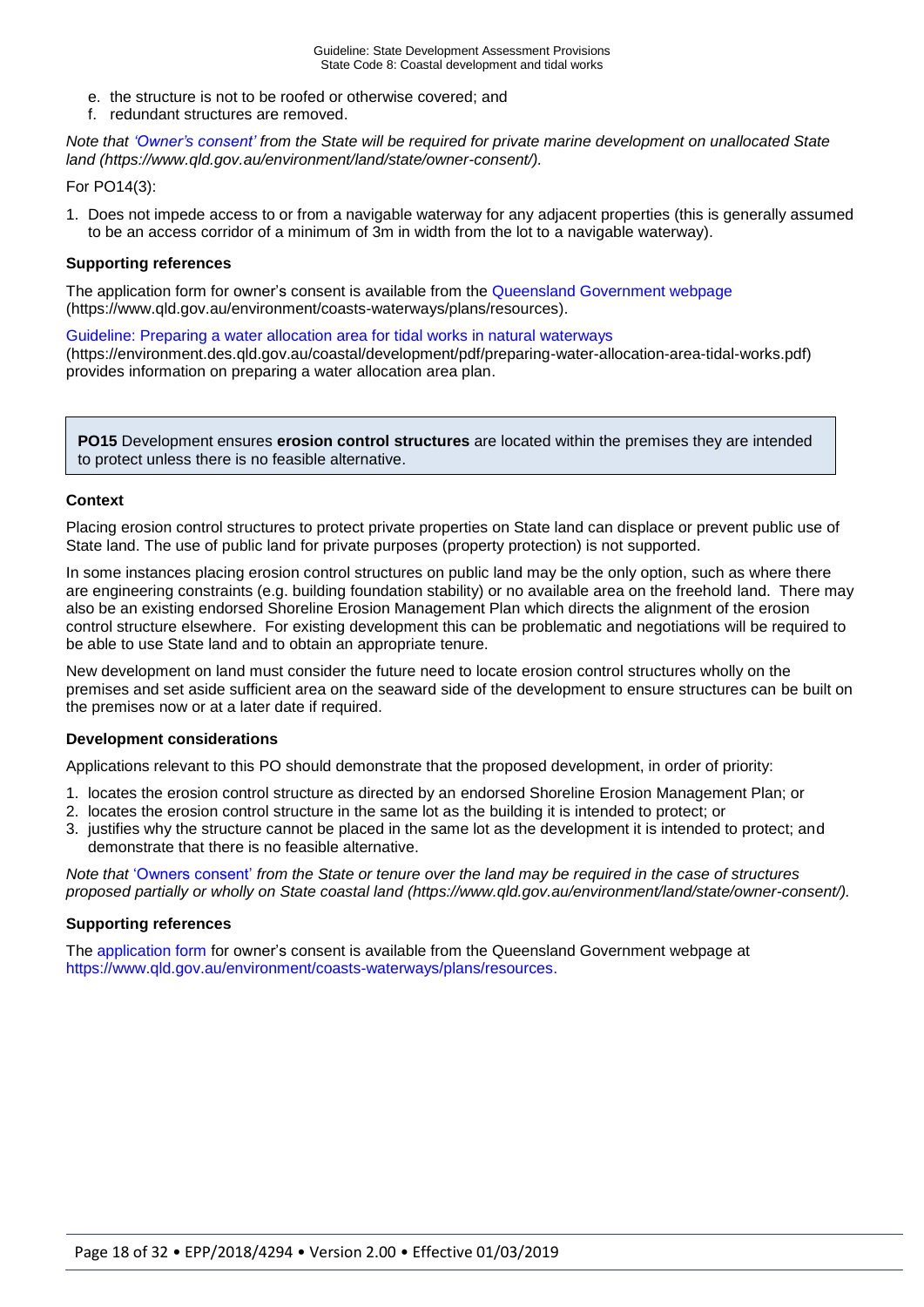e. the structure is not to be roofed or otherwise covered; and
f. redundant structures are removed.

*Note that 'Owner's consent' from the State will be required for private marine development on unallocated State land (https://www.qld.gov.au/environment/land/state/owner-consent/).*

For PO14(3):

1. Does not impede access to or from a navigable waterway for any adjacent properties (this is generally assumed to be an access corridor of a minimum of 3m in width from the lot to a navigable waterway).

**Supporting references**

The application form for owner's consent is available from the Queensland Government webpage (https://www.qld.gov.au/environment/coasts-waterways/plans/resources).

Guideline: Preparing a water allocation area for tidal works in natural waterways (https://environment.des.qld.gov.au/coastal/development/pdf/preparing-water-allocation-area-tidal-works.pdf) provides information on preparing a water allocation area plan.

**PO15** Development ensures **erosion control structures** are located within the premises they are intended to protect unless there is no feasible alternative.

**Context**

Placing erosion control structures to protect private properties on State land can displace or prevent public use of State land. The use of public land for private purposes (property protection) is not supported.

In some instances placing erosion control structures on public land may be the only option, such as where there are engineering constraints (e.g. building foundation stability) or no available area on the freehold land. There may also be an existing endorsed Shoreline Erosion Management Plan which directs the alignment of the erosion control structure elsewhere. For existing development this can be problematic and negotiations will be required to be able to use State land and to obtain an appropriate tenure.

New development on land must consider the future need to locate erosion control structures wholly on the premises and set aside sufficient area on the seaward side of the development to ensure structures can be built on the premises now or at a later date if required.

**Development considerations**

Applications relevant to this PO should demonstrate that the proposed development, in order of priority:

1. locates the erosion control structure as directed by an endorsed Shoreline Erosion Management Plan; or
2. locates the erosion control structure in the same lot as the building it is intended to protect; or
3. justifies why the structure cannot be placed in the same lot as the development it is intended to protect; and demonstrate that there is no feasible alternative.

*Note that 'Owners consent' from the State or tenure over the land may be required in the case of structures proposed partially or wholly on State coastal land (https://www.qld.gov.au/environment/land/state/owner-consent/).*

**Supporting references**

The application form for owner's consent is available from the Queensland Government webpage at https://www.qld.gov.au/environment/coasts-waterways/plans/resources.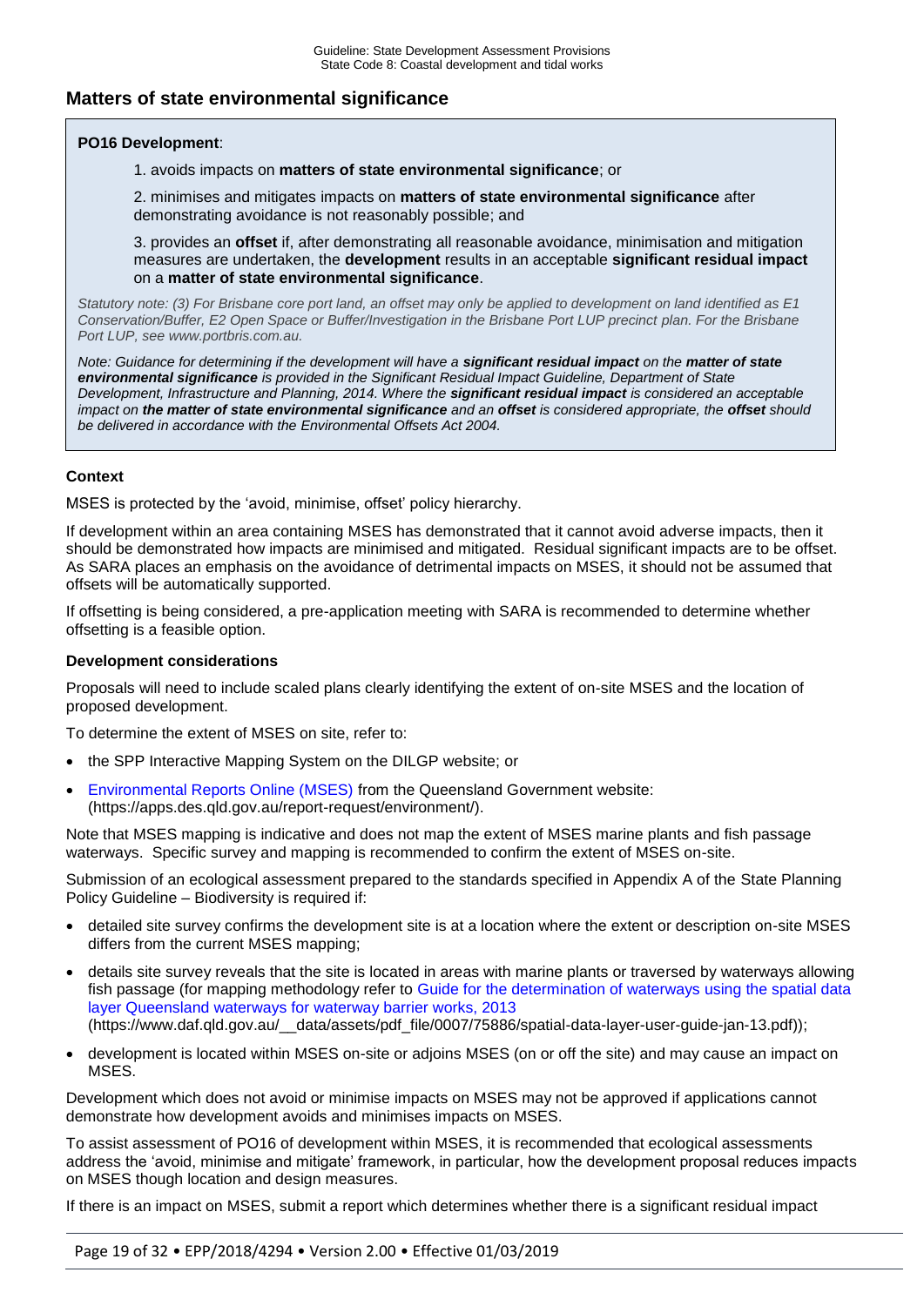## Matters of state environmental significance

**PO16 Development**:

1. avoids impacts on **matters of state environmental significance**; or

2. minimises and mitigates impacts on **matters of state environmental significance** after demonstrating avoidance is not reasonably possible; and

3. provides an **offset** if, after demonstrating all reasonable avoidance, minimisation and mitigation measures are undertaken, the **development** results in an acceptable **significant residual impact** on a **matter of state environmental significance**.

*Statutory note: (3) For Brisbane core port land, an offset may only be applied to development on land identified as E1 Conservation/Buffer, E2 Open Space or Buffer/Investigation in the Brisbane Port LUP precinct plan. For the Brisbane Port LUP, see www.portbris.com.au.*

*Note: Guidance for determining if the development will have a **significant residual impact** on the **matter of state environmental significance** is provided in the Significant Residual Impact Guideline, Department of State Development, Infrastructure and Planning, 2014. Where the **significant residual impact** is considered an acceptable impact on **the matter of state environmental significance** and an **offset** is considered appropriate, the **offset** should be delivered in accordance with the Environmental Offsets Act 2004.*

**Context**

MSES is protected by the 'avoid, minimise, offset' policy hierarchy.

If development within an area containing MSES has demonstrated that it cannot avoid adverse impacts, then it should be demonstrated how impacts are minimised and mitigated. Residual significant impacts are to be offset. As SARA places an emphasis on the avoidance of detrimental impacts on MSES, it should not be assumed that offsets will be automatically supported.

If offsetting is being considered, a pre-application meeting with SARA is recommended to determine whether offsetting is a feasible option.

**Development considerations**

Proposals will need to include scaled plans clearly identifying the extent of on-site MSES and the location of proposed development.

To determine the extent of MSES on site, refer to:

- the SPP Interactive Mapping System on the DILGP website; or
- Environmental Reports Online (MSES) from the Queensland Government website: (https://apps.des.qld.gov.au/report-request/environment/).

Note that MSES mapping is indicative and does not map the extent of MSES marine plants and fish passage waterways. Specific survey and mapping is recommended to confirm the extent of MSES on-site.

Submission of an ecological assessment prepared to the standards specified in Appendix A of the State Planning Policy Guideline – Biodiversity is required if:

- detailed site survey confirms the development site is at a location where the extent or description on-site MSES differs from the current MSES mapping;
- details site survey reveals that the site is located in areas with marine plants or traversed by waterways allowing fish passage (for mapping methodology refer to Guide for the determination of waterways using the spatial data layer Queensland waterways for waterway barrier works, 2013 (https://www.daf.qld.gov.au/__data/assets/pdf_file/0007/75886/spatial-data-layer-user-guide-jan-13.pdf));
- development is located within MSES on-site or adjoins MSES (on or off the site) and may cause an impact on MSES.

Development which does not avoid or minimise impacts on MSES may not be approved if applications cannot demonstrate how development avoids and minimises impacts on MSES.

To assist assessment of PO16 of development within MSES, it is recommended that ecological assessments address the 'avoid, minimise and mitigate' framework, in particular, how the development proposal reduces impacts on MSES though location and design measures.

If there is an impact on MSES, submit a report which determines whether there is a significant residual impact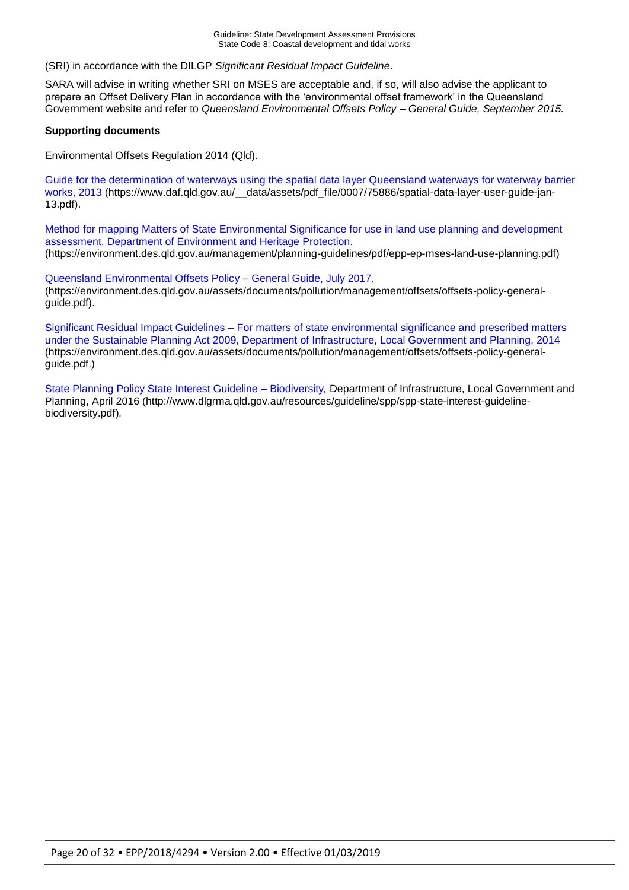(SRI) in accordance with the DILGP *Significant Residual Impact Guideline*.

SARA will advise in writing whether SRI on MSES are acceptable and, if so, will also advise the applicant to prepare an Offset Delivery Plan in accordance with the 'environmental offset framework' in the Queensland Government website and refer to *Queensland Environmental Offsets Policy – General Guide, September 2015.*

**Supporting documents**

Environmental Offsets Regulation 2014 (Qld).

Guide for the determination of waterways using the spatial data layer Queensland waterways for waterway barrier works, 2013 (https://www.daf.qld.gov.au/__data/assets/pdf_file/0007/75886/spatial-data-layer-user-guide-jan-13.pdf).

Method for mapping Matters of State Environmental Significance for use in land use planning and development assessment, Department of Environment and Heritage Protection. (https://environment.des.qld.gov.au/management/planning-guidelines/pdf/epp-ep-mses-land-use-planning.pdf)

Queensland Environmental Offsets Policy – General Guide, July 2017. (https://environment.des.qld.gov.au/assets/documents/pollution/management/offsets/offsets-policy-general-guide.pdf).

Significant Residual Impact Guidelines – For matters of state environmental significance and prescribed matters under the Sustainable Planning Act 2009, Department of Infrastructure, Local Government and Planning, 2014 (https://environment.des.qld.gov.au/assets/documents/pollution/management/offsets/offsets-policy-general-guide.pdf.)

State Planning Policy State Interest Guideline – Biodiversity*,* Department of Infrastructure, Local Government and Planning, April 2016 (http://www.dlgrma.qld.gov.au/resources/guideline/spp/spp-state-interest-guideline-biodiversity.pdf)*.*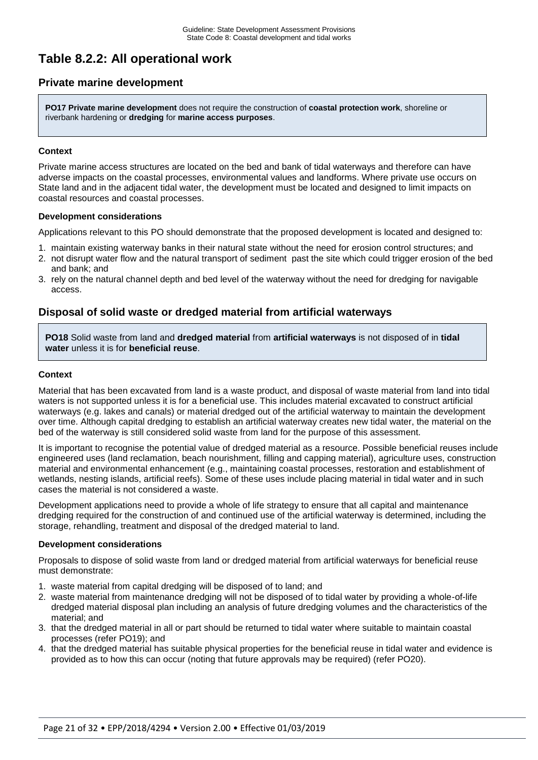# Table 8.2.2: All operational work

## Private marine development

**PO17 Private marine development** does not require the construction of **coastal protection work**, shoreline or riverbank hardening or **dredging** for **marine access purposes**.

#### Context

Private marine access structures are located on the bed and bank of tidal waterways and therefore can have adverse impacts on the coastal processes, environmental values and landforms. Where private use occurs on State land and in the adjacent tidal water, the development must be located and designed to limit impacts on coastal resources and coastal processes.

#### Development considerations

Applications relevant to this PO should demonstrate that the proposed development is located and designed to:

1. maintain existing waterway banks in their natural state without the need for erosion control structures; and
2. not disrupt water flow and the natural transport of sediment past the site which could trigger erosion of the bed and bank; and
3. rely on the natural channel depth and bed level of the waterway without the need for dredging for navigable access.

## Disposal of solid waste or dredged material from artificial waterways

**PO18** Solid waste from land and **dredged material** from **artificial waterways** is not disposed of in **tidal water** unless it is for **beneficial reuse**.

#### Context

Material that has been excavated from land is a waste product, and disposal of waste material from land into tidal waters is not supported unless it is for a beneficial use. This includes material excavated to construct artificial waterways (e.g. lakes and canals) or material dredged out of the artificial waterway to maintain the development over time. Although capital dredging to establish an artificial waterway creates new tidal water, the material on the bed of the waterway is still considered solid waste from land for the purpose of this assessment.

It is important to recognise the potential value of dredged material as a resource. Possible beneficial reuses include engineered uses (land reclamation, beach nourishment, filling and capping material), agriculture uses, construction material and environmental enhancement (e.g., maintaining coastal processes, restoration and establishment of wetlands, nesting islands, artificial reefs). Some of these uses include placing material in tidal water and in such cases the material is not considered a waste.

Development applications need to provide a whole of life strategy to ensure that all capital and maintenance dredging required for the construction of and continued use of the artificial waterway is determined, including the storage, rehandling, treatment and disposal of the dredged material to land.

#### Development considerations

Proposals to dispose of solid waste from land or dredged material from artificial waterways for beneficial reuse must demonstrate:

1. waste material from capital dredging will be disposed of to land; and
2. waste material from maintenance dredging will not be disposed of to tidal water by providing a whole-of-life dredged material disposal plan including an analysis of future dredging volumes and the characteristics of the material; and
3. that the dredged material in all or part should be returned to tidal water where suitable to maintain coastal processes (refer PO19); and
4. that the dredged material has suitable physical properties for the beneficial reuse in tidal water and evidence is provided as to how this can occur (noting that future approvals may be required) (refer PO20).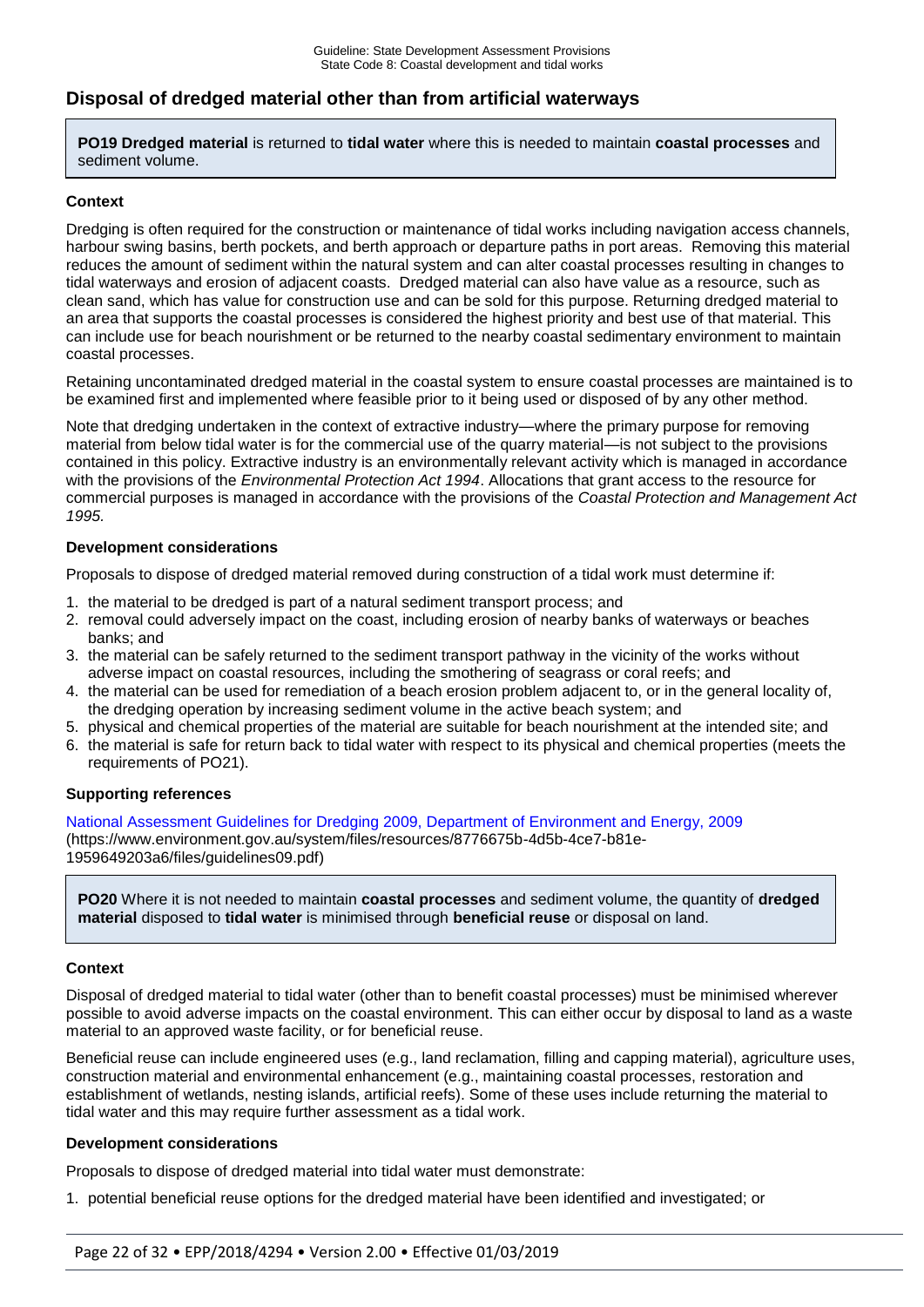## Disposal of dredged material other than from artificial waterways

> **PO19 Dredged material** is returned to **tidal water** where this is needed to maintain **coastal processes** and sediment volume.

#### Context

Dredging is often required for the construction or maintenance of tidal works including navigation access channels, harbour swing basins, berth pockets, and berth approach or departure paths in port areas. Removing this material reduces the amount of sediment within the natural system and can alter coastal processes resulting in changes to tidal waterways and erosion of adjacent coasts. Dredged material can also have value as a resource, such as clean sand, which has value for construction use and can be sold for this purpose. Returning dredged material to an area that supports the coastal processes is considered the highest priority and best use of that material. This can include use for beach nourishment or be returned to the nearby coastal sedimentary environment to maintain coastal processes.

Retaining uncontaminated dredged material in the coastal system to ensure coastal processes are maintained is to be examined first and implemented where feasible prior to it being used or disposed of by any other method.

Note that dredging undertaken in the context of extractive industry—where the primary purpose for removing material from below tidal water is for the commercial use of the quarry material—is not subject to the provisions contained in this policy. Extractive industry is an environmentally relevant activity which is managed in accordance with the provisions of the *Environmental Protection Act 1994*. Allocations that grant access to the resource for commercial purposes is managed in accordance with the provisions of the *Coastal Protection and Management Act 1995*.

#### Development considerations

Proposals to dispose of dredged material removed during construction of a tidal work must determine if:

1. the material to be dredged is part of a natural sediment transport process; and
2. removal could adversely impact on the coast, including erosion of nearby banks of waterways or beaches banks; and
3. the material can be safely returned to the sediment transport pathway in the vicinity of the works without adverse impact on coastal resources, including the smothering of seagrass or coral reefs; and
4. the material can be used for remediation of a beach erosion problem adjacent to, or in the general locality of, the dredging operation by increasing sediment volume in the active beach system; and
5. physical and chemical properties of the material are suitable for beach nourishment at the intended site; and
6. the material is safe for return back to tidal water with respect to its physical and chemical properties (meets the requirements of PO21).

#### Supporting references

National Assessment Guidelines for Dredging 2009, Department of Environment and Energy, 2009 (https://www.environment.gov.au/system/files/resources/8776675b-4d5b-4ce7-b81e-1959649203a6/files/guidelines09.pdf)

> **PO20** Where it is not needed to maintain **coastal processes** and sediment volume, the quantity of **dredged material** disposed to **tidal water** is minimised through **beneficial reuse** or disposal on land.

#### Context

Disposal of dredged material to tidal water (other than to benefit coastal processes) must be minimised wherever possible to avoid adverse impacts on the coastal environment. This can either occur by disposal to land as a waste material to an approved waste facility, or for beneficial reuse.

Beneficial reuse can include engineered uses (e.g., land reclamation, filling and capping material), agriculture uses, construction material and environmental enhancement (e.g., maintaining coastal processes, restoration and establishment of wetlands, nesting islands, artificial reefs). Some of these uses include returning the material to tidal water and this may require further assessment as a tidal work.

#### Development considerations

Proposals to dispose of dredged material into tidal water must demonstrate:

1. potential beneficial reuse options for the dredged material have been identified and investigated; or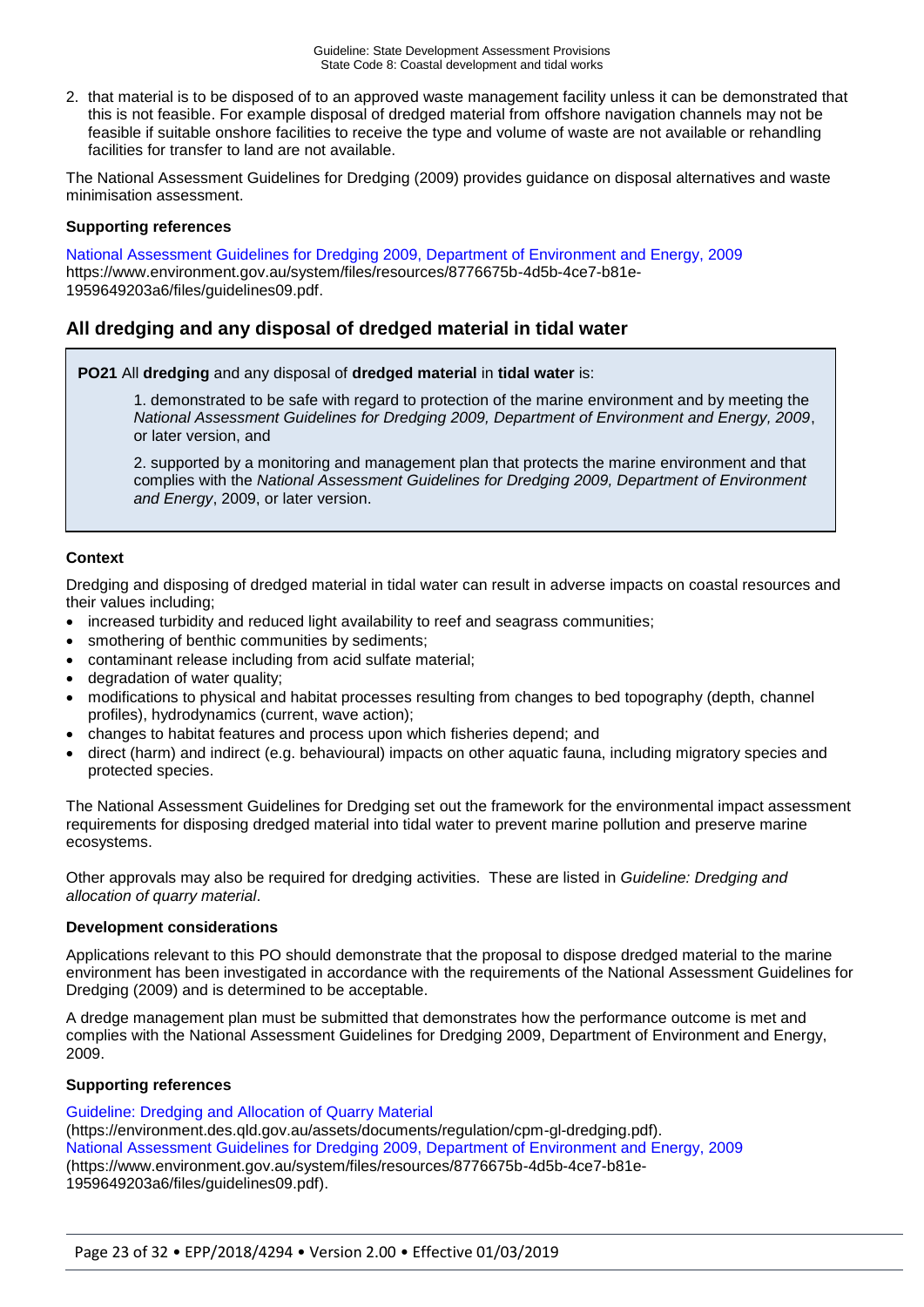2. that material is to be disposed of to an approved waste management facility unless it can be demonstrated that this is not feasible. For example disposal of dredged material from offshore navigation channels may not be feasible if suitable onshore facilities to receive the type and volume of waste are not available or rehandling facilities for transfer to land are not available.

The National Assessment Guidelines for Dredging (2009) provides guidance on disposal alternatives and waste minimisation assessment.

**Supporting references**

National Assessment Guidelines for Dredging 2009, Department of Environment and Energy, 2009 https://www.environment.gov.au/system/files/resources/8776675b-4d5b-4ce7-b81e-1959649203a6/files/guidelines09.pdf.

## All dredging and any disposal of dredged material in tidal water

> **PO21** All **dredging** and any disposal of **dredged material** in **tidal water** is:
>
> 1. demonstrated to be safe with regard to protection of the marine environment and by meeting the *National Assessment Guidelines for Dredging 2009, Department of Environment and Energy, 2009*, or later version, and
>
> 2. supported by a monitoring and management plan that protects the marine environment and that complies with the *National Assessment Guidelines for Dredging 2009, Department of Environment and Energy*, 2009, or later version.

**Context**

Dredging and disposing of dredged material in tidal water can result in adverse impacts on coastal resources and their values including;

- increased turbidity and reduced light availability to reef and seagrass communities;
- smothering of benthic communities by sediments;
- contaminant release including from acid sulfate material;
- degradation of water quality;
- modifications to physical and habitat processes resulting from changes to bed topography (depth, channel profiles), hydrodynamics (current, wave action);
- changes to habitat features and process upon which fisheries depend; and
- direct (harm) and indirect (e.g. behavioural) impacts on other aquatic fauna, including migratory species and protected species.

The National Assessment Guidelines for Dredging set out the framework for the environmental impact assessment requirements for disposing dredged material into tidal water to prevent marine pollution and preserve marine ecosystems.

Other approvals may also be required for dredging activities. These are listed in *Guideline: Dredging and allocation of quarry material*.

**Development considerations**

Applications relevant to this PO should demonstrate that the proposal to dispose dredged material to the marine environment has been investigated in accordance with the requirements of the National Assessment Guidelines for Dredging (2009) and is determined to be acceptable.

A dredge management plan must be submitted that demonstrates how the performance outcome is met and complies with the National Assessment Guidelines for Dredging 2009, Department of Environment and Energy, 2009.

**Supporting references**

Guideline: Dredging and Allocation of Quarry Material (https://environment.des.qld.gov.au/assets/documents/regulation/cpm-gl-dredging.pdf).
National Assessment Guidelines for Dredging 2009, Department of Environment and Energy, 2009 (https://www.environment.gov.au/system/files/resources/8776675b-4d5b-4ce7-b81e-1959649203a6/files/guidelines09.pdf).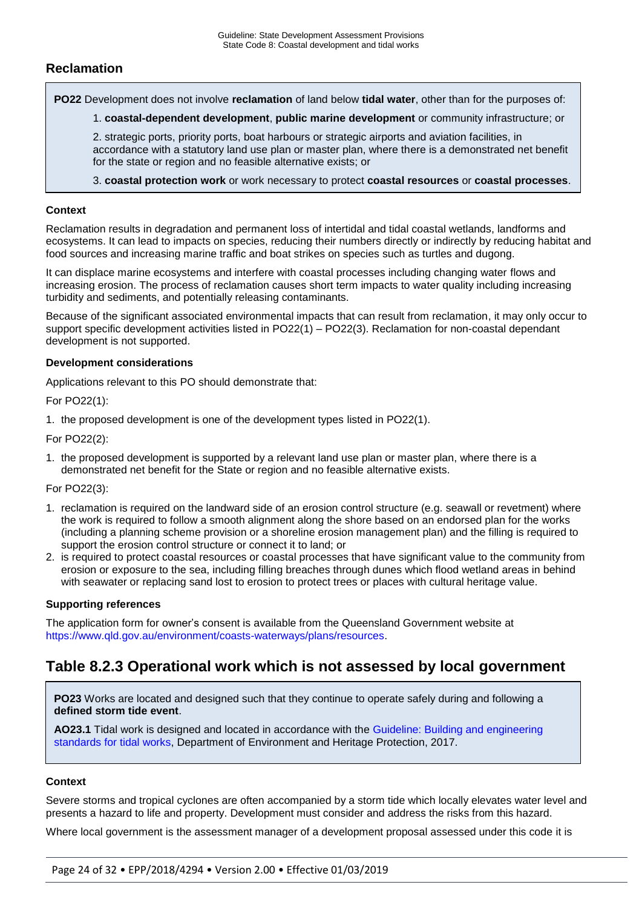## Reclamation

**PO22** Development does not involve **reclamation** of land below **tidal water**, other than for the purposes of:

1. **coastal-dependent development**, **public marine development** or community infrastructure; or
2. strategic ports, priority ports, boat harbours or strategic airports and aviation facilities, in accordance with a statutory land use plan or master plan, where there is a demonstrated net benefit for the state or region and no feasible alternative exists; or
3. **coastal protection work** or work necessary to protect **coastal resources** or **coastal processes**.

#### Context

Reclamation results in degradation and permanent loss of intertidal and tidal coastal wetlands, landforms and ecosystems. It can lead to impacts on species, reducing their numbers directly or indirectly by reducing habitat and food sources and increasing marine traffic and boat strikes on species such as turtles and dugong.

It can displace marine ecosystems and interfere with coastal processes including changing water flows and increasing erosion. The process of reclamation causes short term impacts to water quality including increasing turbidity and sediments, and potentially releasing contaminants.

Because of the significant associated environmental impacts that can result from reclamation, it may only occur to support specific development activities listed in PO22(1) – PO22(3). Reclamation for non-coastal dependant development is not supported.

#### Development considerations

Applications relevant to this PO should demonstrate that:

For PO22(1):

1. the proposed development is one of the development types listed in PO22(1).

For PO22(2):

1. the proposed development is supported by a relevant land use plan or master plan, where there is a demonstrated net benefit for the State or region and no feasible alternative exists.

For PO22(3):

1. reclamation is required on the landward side of an erosion control structure (e.g. seawall or revetment) where the work is required to follow a smooth alignment along the shore based on an endorsed plan for the works (including a planning scheme provision or a shoreline erosion management plan) and the filling is required to support the erosion control structure or connect it to land; or
2. is required to protect coastal resources or coastal processes that have significant value to the community from erosion or exposure to the sea, including filling breaches through dunes which flood wetland areas in behind with seawater or replacing sand lost to erosion to protect trees or places with cultural heritage value.

#### Supporting references

The application form for owner's consent is available from the Queensland Government website at https://www.qld.gov.au/environment/coasts-waterways/plans/resources.

## Table 8.2.3 Operational work which is not assessed by local government

**PO23** Works are located and designed such that they continue to operate safely during and following a **defined storm tide event**.

**AO23.1** Tidal work is designed and located in accordance with the Guideline: Building and engineering standards for tidal works, Department of Environment and Heritage Protection, 2017.

#### Context

Severe storms and tropical cyclones are often accompanied by a storm tide which locally elevates water level and presents a hazard to life and property. Development must consider and address the risks from this hazard.

Where local government is the assessment manager of a development proposal assessed under this code it is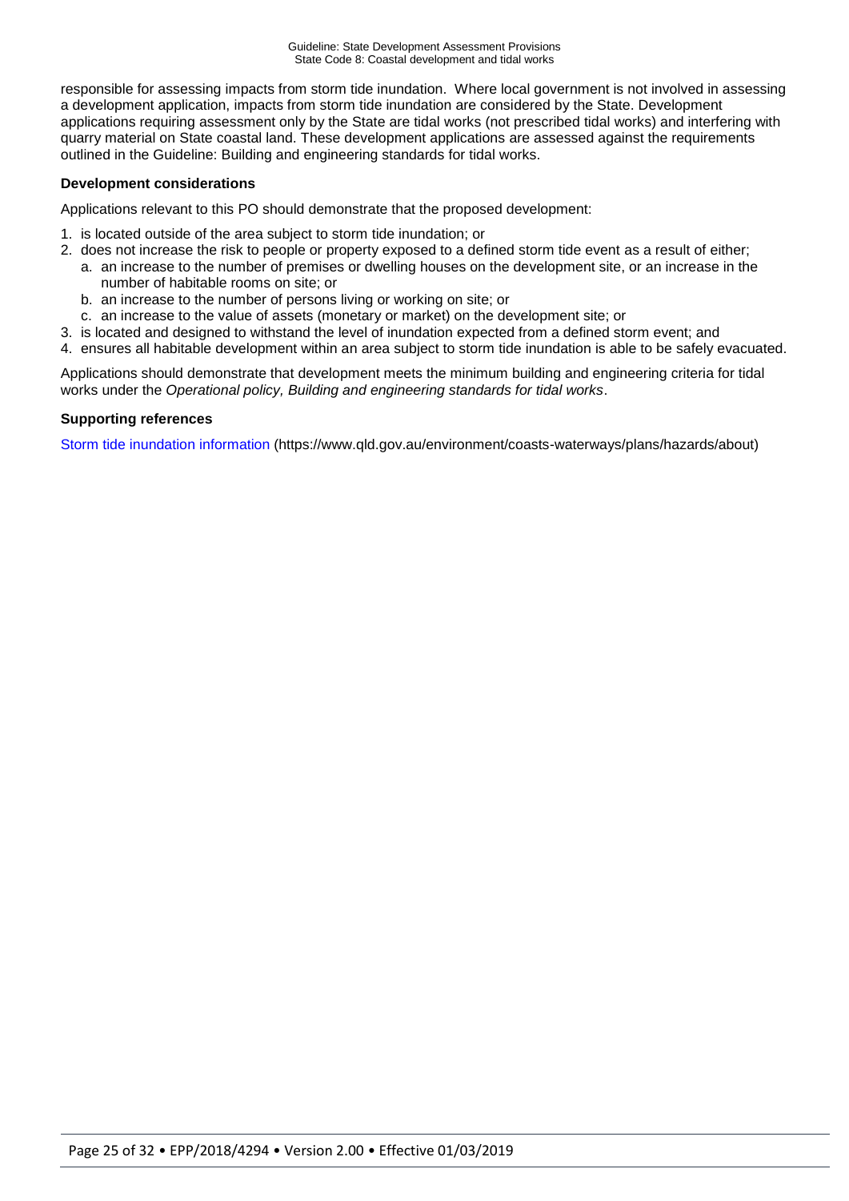responsible for assessing impacts from storm tide inundation. Where local government is not involved in assessing a development application, impacts from storm tide inundation are considered by the State. Development applications requiring assessment only by the State are tidal works (not prescribed tidal works) and interfering with quarry material on State coastal land. These development applications are assessed against the requirements outlined in the Guideline: Building and engineering standards for tidal works.

**Development considerations**

Applications relevant to this PO should demonstrate that the proposed development:

1. is located outside of the area subject to storm tide inundation; or
2. does not increase the risk to people or property exposed to a defined storm tide event as a result of either;
   a. an increase to the number of premises or dwelling houses on the development site, or an increase in the number of habitable rooms on site; or
   b. an increase to the number of persons living or working on site; or
   c. an increase to the value of assets (monetary or market) on the development site; or
3. is located and designed to withstand the level of inundation expected from a defined storm event; and
4. ensures all habitable development within an area subject to storm tide inundation is able to be safely evacuated.

Applications should demonstrate that development meets the minimum building and engineering criteria for tidal works under the *Operational policy, Building and engineering standards for tidal works*.

**Supporting references**

Storm tide inundation information (https://www.qld.gov.au/environment/coasts-waterways/plans/hazards/about)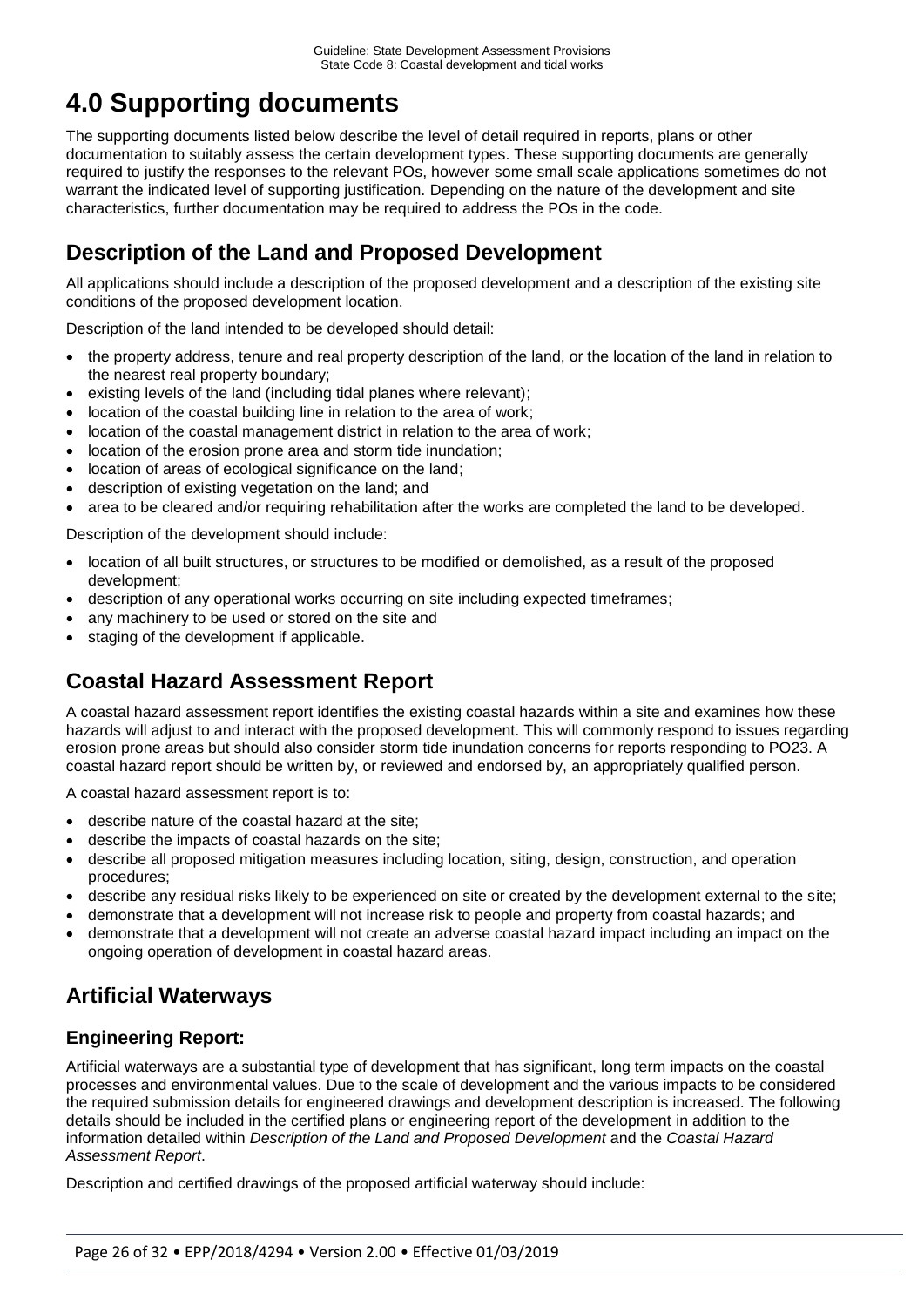# 4.0 Supporting documents

The supporting documents listed below describe the level of detail required in reports, plans or other documentation to suitably assess the certain development types. These supporting documents are generally required to justify the responses to the relevant POs, however some small scale applications sometimes do not warrant the indicated level of supporting justification. Depending on the nature of the development and site characteristics, further documentation may be required to address the POs in the code.

## Description of the Land and Proposed Development

All applications should include a description of the proposed development and a description of the existing site conditions of the proposed development location.

Description of the land intended to be developed should detail:

- the property address, tenure and real property description of the land, or the location of the land in relation to the nearest real property boundary;
- existing levels of the land (including tidal planes where relevant);
- location of the coastal building line in relation to the area of work;
- location of the coastal management district in relation to the area of work;
- location of the erosion prone area and storm tide inundation;
- location of areas of ecological significance on the land;
- description of existing vegetation on the land; and
- area to be cleared and/or requiring rehabilitation after the works are completed the land to be developed.

Description of the development should include:

- location of all built structures, or structures to be modified or demolished, as a result of the proposed development;
- description of any operational works occurring on site including expected timeframes;
- any machinery to be used or stored on the site and
- staging of the development if applicable.

## Coastal Hazard Assessment Report

A coastal hazard assessment report identifies the existing coastal hazards within a site and examines how these hazards will adjust to and interact with the proposed development. This will commonly respond to issues regarding erosion prone areas but should also consider storm tide inundation concerns for reports responding to PO23. A coastal hazard report should be written by, or reviewed and endorsed by, an appropriately qualified person.

A coastal hazard assessment report is to:

- describe nature of the coastal hazard at the site;
- describe the impacts of coastal hazards on the site;
- describe all proposed mitigation measures including location, siting, design, construction, and operation procedures;
- describe any residual risks likely to be experienced on site or created by the development external to the site;
- demonstrate that a development will not increase risk to people and property from coastal hazards; and
- demonstrate that a development will not create an adverse coastal hazard impact including an impact on the ongoing operation of development in coastal hazard areas.

## Artificial Waterways

### Engineering Report:

Artificial waterways are a substantial type of development that has significant, long term impacts on the coastal processes and environmental values. Due to the scale of development and the various impacts to be considered the required submission details for engineered drawings and development description is increased. The following details should be included in the certified plans or engineering report of the development in addition to the information detailed within *Description of the Land and Proposed Development* and the *Coastal Hazard Assessment Report*.

Description and certified drawings of the proposed artificial waterway should include: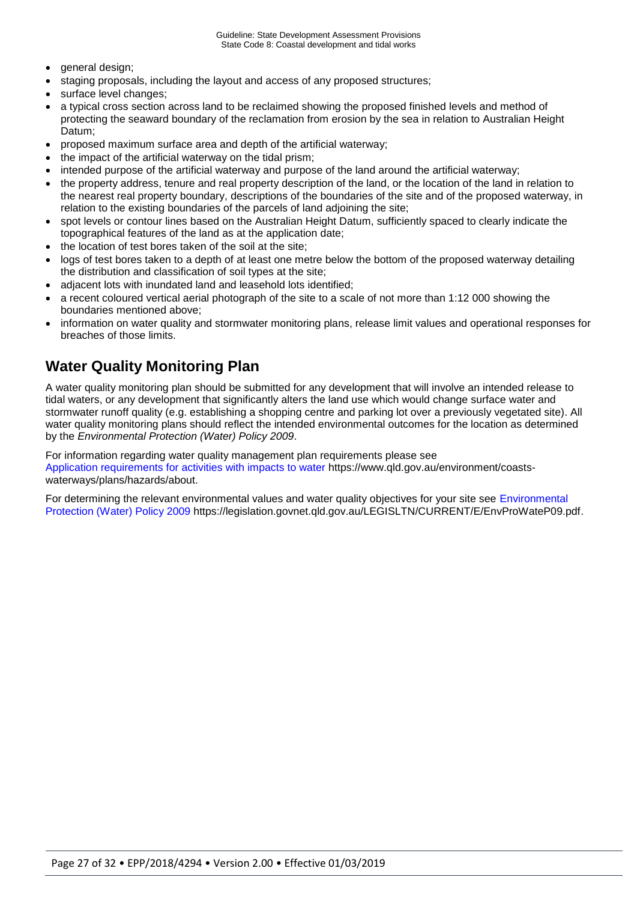- general design;
- staging proposals, including the layout and access of any proposed structures;
- surface level changes;
- a typical cross section across land to be reclaimed showing the proposed finished levels and method of protecting the seaward boundary of the reclamation from erosion by the sea in relation to Australian Height Datum;
- proposed maximum surface area and depth of the artificial waterway;
- the impact of the artificial waterway on the tidal prism;
- intended purpose of the artificial waterway and purpose of the land around the artificial waterway;
- the property address, tenure and real property description of the land, or the location of the land in relation to the nearest real property boundary, descriptions of the boundaries of the site and of the proposed waterway, in relation to the existing boundaries of the parcels of land adjoining the site;
- spot levels or contour lines based on the Australian Height Datum, sufficiently spaced to clearly indicate the topographical features of the land as at the application date;
- the location of test bores taken of the soil at the site;
- logs of test bores taken to a depth of at least one metre below the bottom of the proposed waterway detailing the distribution and classification of soil types at the site;
- adjacent lots with inundated land and leasehold lots identified;
- a recent coloured vertical aerial photograph of the site to a scale of not more than 1:12 000 showing the boundaries mentioned above;
- information on water quality and stormwater monitoring plans, release limit values and operational responses for breaches of those limits.

## Water Quality Monitoring Plan

A water quality monitoring plan should be submitted for any development that will involve an intended release to tidal waters, or any development that significantly alters the land use which would change surface water and stormwater runoff quality (e.g. establishing a shopping centre and parking lot over a previously vegetated site). All water quality monitoring plans should reflect the intended environmental outcomes for the location as determined by the *Environmental Protection (Water) Policy 2009*.

For information regarding water quality management plan requirements please see Application requirements for activities with impacts to water https://www.qld.gov.au/environment/coasts-waterways/plans/hazards/about.

For determining the relevant environmental values and water quality objectives for your site see Environmental Protection (Water) Policy 2009 https://legislation.govnet.qld.gov.au/LEGISLTN/CURRENT/E/EnvProWateP09.pdf.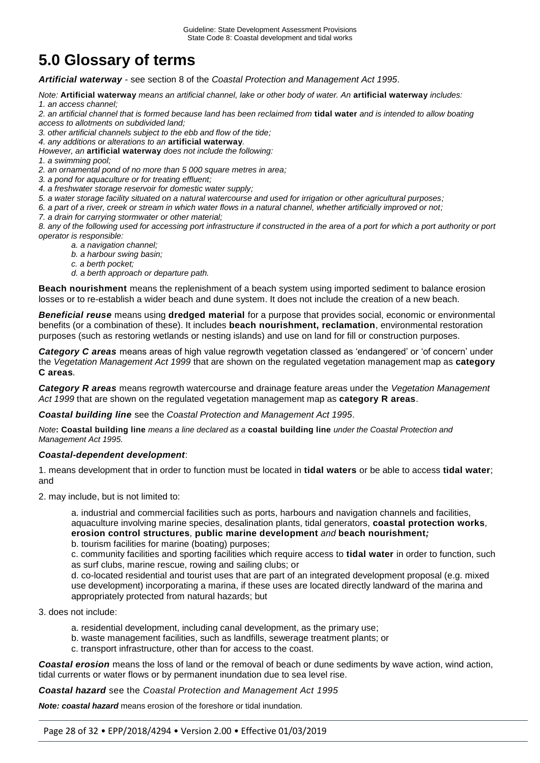# 5.0 Glossary of terms

***Artificial waterway*** - see section 8 of the *Coastal Protection and Management Act 1995*.

*Note:* **Artificial waterway** *means an artificial channel, lake or other body of water. An* **artificial waterway** *includes:*
*1. an access channel;*
*2. an artificial channel that is formed because land has been reclaimed from* **tidal water** *and is intended to allow boating access to allotments on subdivided land;*
*3. other artificial channels subject to the ebb and flow of the tide;*
*4. any additions or alterations to an* **artificial waterway***.*
*However, an* **artificial waterway** *does not include the following:*
*1. a swimming pool;*
*2. an ornamental pond of no more than 5 000 square metres in area;*
*3. a pond for aquaculture or for treating effluent;*
*4. a freshwater storage reservoir for domestic water supply;*
*5. a water storage facility situated on a natural watercourse and used for irrigation or other agricultural purposes;*
*6. a part of a river, creek or stream in which water flows in a natural channel, whether artificially improved or not;*
*7. a drain for carrying stormwater or other material;*
*8. any of the following used for accessing port infrastructure if constructed in the area of a port for which a port authority or port operator is responsible:*
*a. a navigation channel;*
*b. a harbour swing basin;*
*c. a berth pocket;*
*d. a berth approach or departure path.*

**Beach nourishment** means the replenishment of a beach system using imported sediment to balance erosion losses or to re-establish a wider beach and dune system. It does not include the creation of a new beach.

***Beneficial reuse*** means using **dredged material** for a purpose that provides social, economic or environmental benefits (or a combination of these). It includes **beach nourishment, reclamation**, environmental restoration purposes (such as restoring wetlands or nesting islands) and use on land for fill or construction purposes.

***Category C areas*** means areas of high value regrowth vegetation classed as 'endangered' or 'of concern' under the *Vegetation Management Act 1999* that are shown on the regulated vegetation management map as **category C areas**.

***Category R areas*** means regrowth watercourse and drainage feature areas under the *Vegetation Management Act 1999* that are shown on the regulated vegetation management map as **category R areas**.

***Coastal building line*** see the *Coastal Protection and Management Act 1995*.

*Note***: Coastal building line** *means a line declared as a* **coastal building line** *under the Coastal Protection and Management Act 1995.*

***Coastal-dependent development***:

1. means development that in order to function must be located in **tidal waters** or be able to access **tidal water**; and

2. may include, but is not limited to:

   a. industrial and commercial facilities such as ports, harbours and navigation channels and facilities, aquaculture involving marine species, desalination plants, tidal generators, **coastal protection works***,* **erosion control structures***,* **public marine development** *and* **beach nourishment*;***
   b. tourism facilities for marine (boating) purposes;
   c. community facilities and sporting facilities which require access to **tidal water** in order to function, such as surf clubs, marine rescue, rowing and sailing clubs; or
   d. co-located residential and tourist uses that are part of an integrated development proposal (e.g. mixed use development) incorporating a marina, if these uses are located directly landward of the marina and appropriately protected from natural hazards; but

3. does not include:

   a. residential development, including canal development, as the primary use;
   b. waste management facilities, such as landfills, sewerage treatment plants; or
   c. transport infrastructure, other than for access to the coast.

***Coastal erosion*** means the loss of land or the removal of beach or dune sediments by wave action, wind action, tidal currents or water flows or by permanent inundation due to sea level rise.

***Coastal hazard*** see the *Coastal Protection and Management Act 1995*

***Note: coastal hazard*** means erosion of the foreshore or tidal inundation.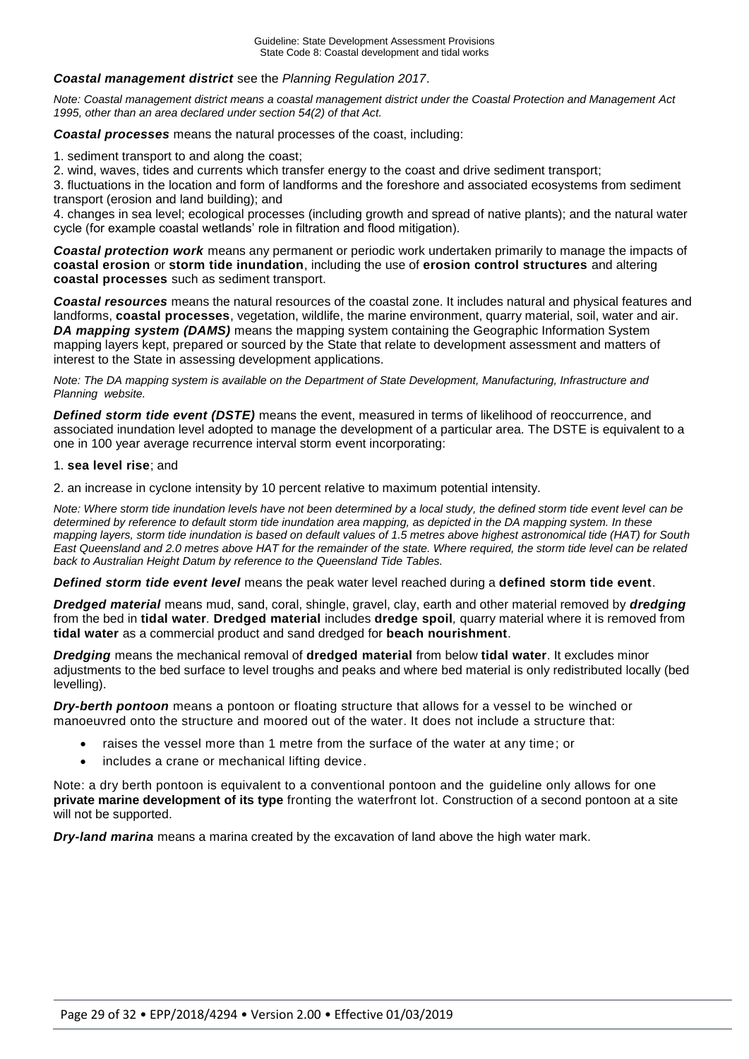***Coastal management district*** see the *Planning Regulation 2017*.

*Note: Coastal management district means a coastal management district under the Coastal Protection and Management Act 1995, other than an area declared under section 54(2) of that Act.*

***Coastal processes*** means the natural processes of the coast, including:

1. sediment transport to and along the coast;
2. wind, waves, tides and currents which transfer energy to the coast and drive sediment transport;
3. fluctuations in the location and form of landforms and the foreshore and associated ecosystems from sediment transport (erosion and land building); and
4. changes in sea level; ecological processes (including growth and spread of native plants); and the natural water cycle (for example coastal wetlands' role in filtration and flood mitigation).

***Coastal protection work*** means any permanent or periodic work undertaken primarily to manage the impacts of **coastal erosion** or **storm tide inundation**, including the use of **erosion control structures** and altering **coastal processes** such as sediment transport.

***Coastal resources*** means the natural resources of the coastal zone. It includes natural and physical features and landforms, **coastal processes**, vegetation, wildlife, the marine environment, quarry material, soil, water and air.
***DA mapping system (DAMS)*** means the mapping system containing the Geographic Information System mapping layers kept, prepared or sourced by the State that relate to development assessment and matters of interest to the State in assessing development applications.

*Note: The DA mapping system is available on the Department of State Development, Manufacturing, Infrastructure and Planning website.*

***Defined storm tide event (DSTE)*** means the event, measured in terms of likelihood of reoccurrence, and associated inundation level adopted to manage the development of a particular area. The DSTE is equivalent to a one in 100 year average recurrence interval storm event incorporating:

1. **sea level rise**; and
2. an increase in cyclone intensity by 10 percent relative to maximum potential intensity.

*Note: Where storm tide inundation levels have not been determined by a local study, the defined storm tide event level can be determined by reference to default storm tide inundation area mapping, as depicted in the DA mapping system. In these mapping layers, storm tide inundation is based on default values of 1.5 metres above highest astronomical tide (HAT) for South East Queensland and 2.0 metres above HAT for the remainder of the state. Where required, the storm tide level can be related back to Australian Height Datum by reference to the Queensland Tide Tables.*

***Defined storm tide event level*** means the peak water level reached during a **defined storm tide event**.

***Dredged material*** means mud, sand, coral, shingle, gravel, clay, earth and other material removed by ***dredging*** from the bed in **tidal water**. **Dredged material** includes **dredge spoil**, quarry material where it is removed from **tidal water** as a commercial product and sand dredged for **beach nourishment**.

***Dredging*** means the mechanical removal of **dredged material** from below **tidal water**. It excludes minor adjustments to the bed surface to level troughs and peaks and where bed material is only redistributed locally (bed levelling).

***Dry-berth pontoon*** means a pontoon or floating structure that allows for a vessel to be winched or manoeuvred onto the structure and moored out of the water. It does not include a structure that:

- raises the vessel more than 1 metre from the surface of the water at any time; or
- includes a crane or mechanical lifting device.

Note: a dry berth pontoon is equivalent to a conventional pontoon and the guideline only allows for one **private marine development of its type** fronting the waterfront lot. Construction of a second pontoon at a site will not be supported.

***Dry-land marina*** means a marina created by the excavation of land above the high water mark.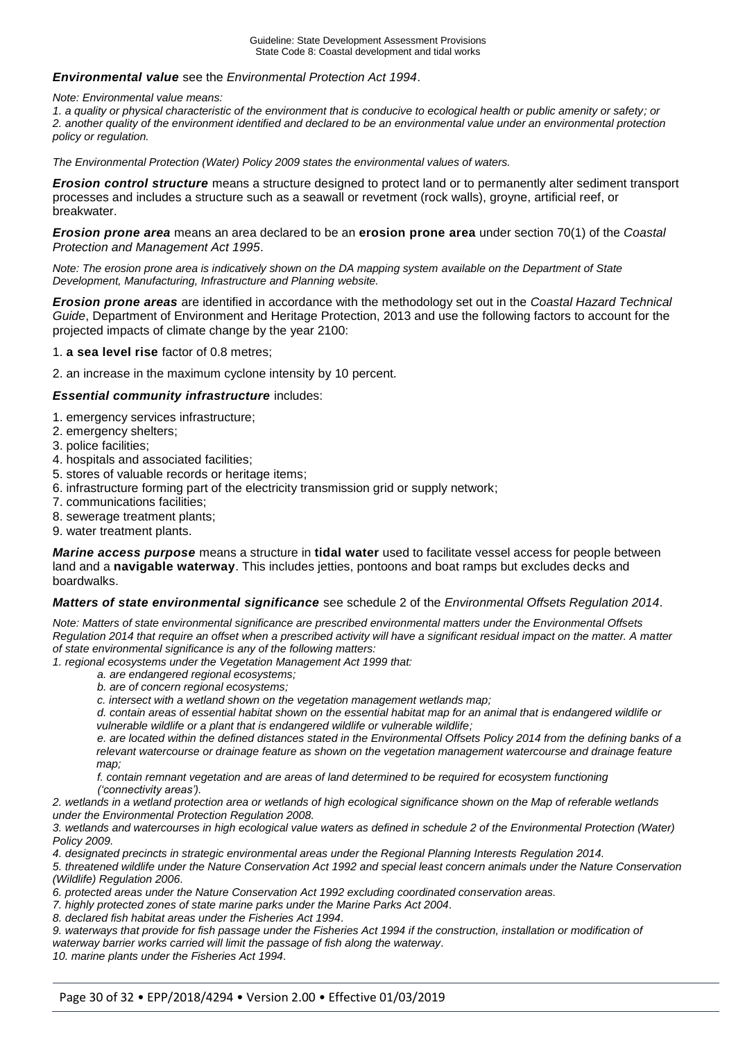***Environmental value*** see the *Environmental Protection Act 1994*.

*Note: Environmental value means:*

*1. a quality or physical characteristic of the environment that is conducive to ecological health or public amenity or safety; or*
*2. another quality of the environment identified and declared to be an environmental value under an environmental protection policy or regulation.*

*The Environmental Protection (Water) Policy 2009 states the environmental values of waters.*

***Erosion control structure*** means a structure designed to protect land or to permanently alter sediment transport processes and includes a structure such as a seawall or revetment (rock walls), groyne, artificial reef, or breakwater.

***Erosion prone area*** means an area declared to be an **erosion prone area** under section 70(1) of the *Coastal Protection and Management Act 1995*.

*Note: The erosion prone area is indicatively shown on the DA mapping system available on the Department of State Development, Manufacturing, Infrastructure and Planning website.*

***Erosion prone areas*** are identified in accordance with the methodology set out in the *Coastal Hazard Technical Guide*, Department of Environment and Heritage Protection, 2013 and use the following factors to account for the projected impacts of climate change by the year 2100:

1. **a sea level rise** factor of 0.8 metres;

2. an increase in the maximum cyclone intensity by 10 percent.

***Essential community infrastructure*** includes:

1. emergency services infrastructure;
2. emergency shelters;
3. police facilities;
4. hospitals and associated facilities;
5. stores of valuable records or heritage items;
6. infrastructure forming part of the electricity transmission grid or supply network;
7. communications facilities;
8. sewerage treatment plants;
9. water treatment plants.

***Marine access purpose*** means a structure in **tidal water** used to facilitate vessel access for people between land and a **navigable waterway**. This includes jetties, pontoons and boat ramps but excludes decks and boardwalks.

***Matters of state environmental significance*** see schedule 2 of the *Environmental Offsets Regulation 2014*.

*Note: Matters of state environmental significance are prescribed environmental matters under the Environmental Offsets Regulation 2014 that require an offset when a prescribed activity will have a significant residual impact on the matter. A matter of state environmental significance is any of the following matters:*

*1. regional ecosystems under the Vegetation Management Act 1999 that:*

- *a. are endangered regional ecosystems;*
- *b. are of concern regional ecosystems;*
- *c. intersect with a wetland shown on the vegetation management wetlands map;*
- *d. contain areas of essential habitat shown on the essential habitat map for an animal that is endangered wildlife or vulnerable wildlife or a plant that is endangered wildlife or vulnerable wildlife;*
- *e. are located within the defined distances stated in the Environmental Offsets Policy 2014 from the defining banks of a relevant watercourse or drainage feature as shown on the vegetation management watercourse and drainage feature map;*
- *f. contain remnant vegetation and are areas of land determined to be required for ecosystem functioning ('connectivity areas').*

*2. wetlands in a wetland protection area or wetlands of high ecological significance shown on the Map of referable wetlands under the Environmental Protection Regulation 2008.*

*3. wetlands and watercourses in high ecological value waters as defined in schedule 2 of the Environmental Protection (Water) Policy 2009.*

*4. designated precincts in strategic environmental areas under the Regional Planning Interests Regulation 2014.*

*5. threatened wildlife under the Nature Conservation Act 1992 and special least concern animals under the Nature Conservation (Wildlife) Regulation 2006.*

*6. protected areas under the Nature Conservation Act 1992 excluding coordinated conservation areas.*

*7. highly protected zones of state marine parks under the Marine Parks Act 2004.*

*8. declared fish habitat areas under the Fisheries Act 1994.*

*9. waterways that provide for fish passage under the Fisheries Act 1994 if the construction, installation or modification of waterway barrier works carried will limit the passage of fish along the waterway.*

*10. marine plants under the Fisheries Act 1994.*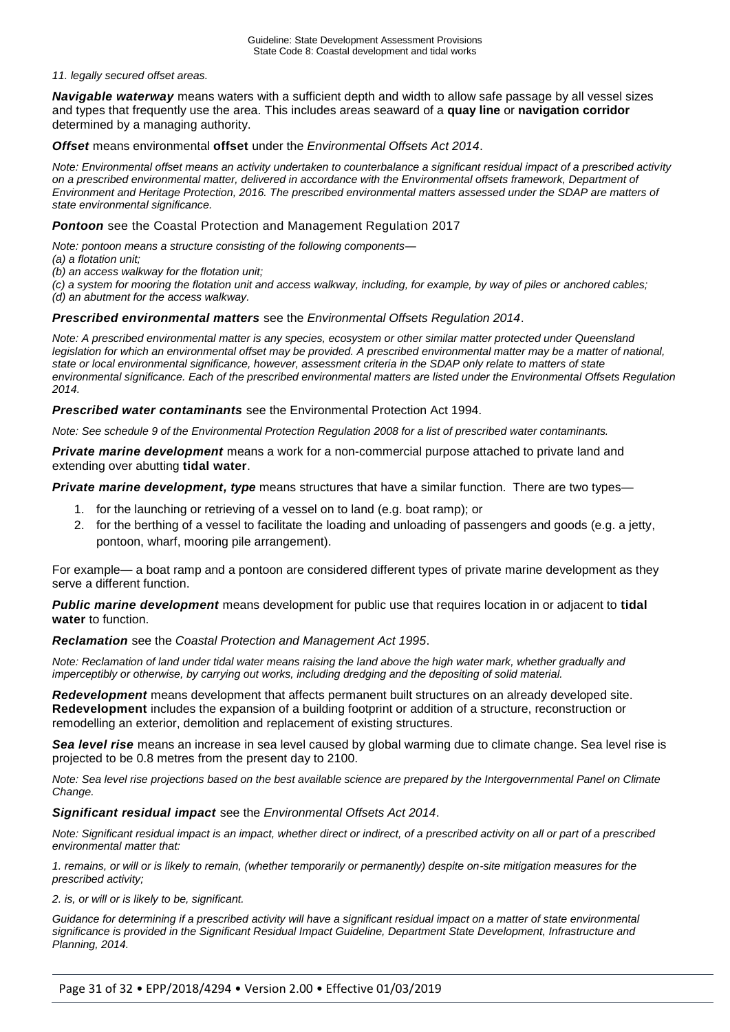*11. legally secured offset areas.*

***Navigable waterway*** means waters with a sufficient depth and width to allow safe passage by all vessel sizes and types that frequently use the area. This includes areas seaward of a **quay line** or **navigation corridor** determined by a managing authority.

***Offset*** means environmental **offset** under the *Environmental Offsets Act 2014*.

*Note: Environmental offset means an activity undertaken to counterbalance a significant residual impact of a prescribed activity on a prescribed environmental matter, delivered in accordance with the Environmental offsets framework, Department of Environment and Heritage Protection, 2016. The prescribed environmental matters assessed under the SDAP are matters of state environmental significance.*

***Pontoon*** see the Coastal Protection and Management Regulation 2017

*Note: pontoon means a structure consisting of the following components—*
*(a) a flotation unit;*
*(b) an access walkway for the flotation unit;*
*(c) a system for mooring the flotation unit and access walkway, including, for example, by way of piles or anchored cables;*
*(d) an abutment for the access walkway.*

***Prescribed environmental matters*** see the *Environmental Offsets Regulation 2014*.

*Note: A prescribed environmental matter is any species, ecosystem or other similar matter protected under Queensland legislation for which an environmental offset may be provided. A prescribed environmental matter may be a matter of national, state or local environmental significance, however, assessment criteria in the SDAP only relate to matters of state environmental significance. Each of the prescribed environmental matters are listed under the Environmental Offsets Regulation 2014.*

***Prescribed water contaminants*** see the Environmental Protection Act 1994.

*Note: See schedule 9 of the Environmental Protection Regulation 2008 for a list of prescribed water contaminants.*

***Private marine development*** means a work for a non-commercial purpose attached to private land and extending over abutting **tidal water**.

***Private marine development, type*** means structures that have a similar function. There are two types—

1. for the launching or retrieving of a vessel on to land (e.g. boat ramp); or
2. for the berthing of a vessel to facilitate the loading and unloading of passengers and goods (e.g. a jetty, pontoon, wharf, mooring pile arrangement).

For example— a boat ramp and a pontoon are considered different types of private marine development as they serve a different function.

***Public marine development*** means development for public use that requires location in or adjacent to **tidal water** to function.

***Reclamation*** see the *Coastal Protection and Management Act 1995*.

*Note: Reclamation of land under tidal water means raising the land above the high water mark, whether gradually and imperceptibly or otherwise, by carrying out works, including dredging and the depositing of solid material.*

***Redevelopment*** means development that affects permanent built structures on an already developed site. **Redevelopment** includes the expansion of a building footprint or addition of a structure, reconstruction or remodelling an exterior, demolition and replacement of existing structures.

***Sea level rise*** means an increase in sea level caused by global warming due to climate change. Sea level rise is projected to be 0.8 metres from the present day to 2100.

*Note: Sea level rise projections based on the best available science are prepared by the Intergovernmental Panel on Climate Change.*

***Significant residual impact*** see the *Environmental Offsets Act 2014*.

*Note: Significant residual impact is an impact, whether direct or indirect, of a prescribed activity on all or part of a prescribed environmental matter that:*

*1. remains, or will or is likely to remain, (whether temporarily or permanently) despite on-site mitigation measures for the prescribed activity;*

*2. is, or will or is likely to be, significant.*

*Guidance for determining if a prescribed activity will have a significant residual impact on a matter of state environmental significance is provided in the Significant Residual Impact Guideline, Department State Development, Infrastructure and Planning, 2014.*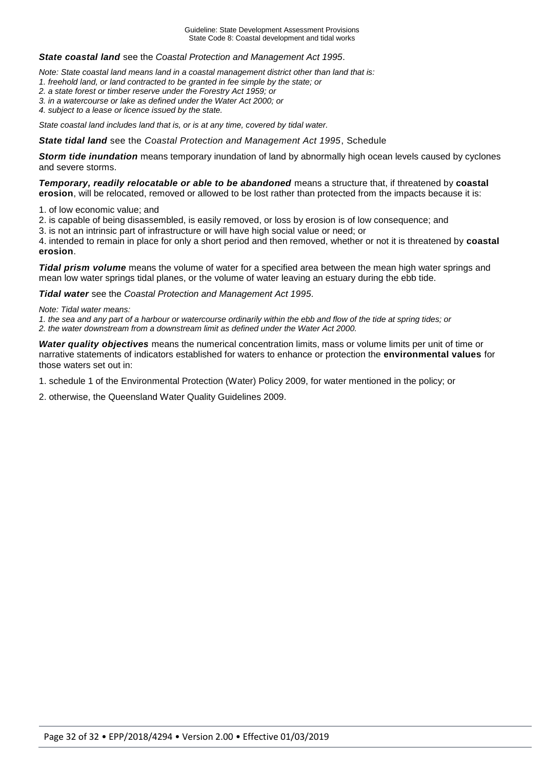***State coastal land*** see the *Coastal Protection and Management Act 1995*.

*Note: State coastal land means land in a coastal management district other than land that is:*
*1. freehold land, or land contracted to be granted in fee simple by the state; or*
*2. a state forest or timber reserve under the Forestry Act 1959; or*
*3. in a watercourse or lake as defined under the Water Act 2000; or*
*4. subject to a lease or licence issued by the state.*

*State coastal land includes land that is, or is at any time, covered by tidal water.*

***State tidal land*** see the *Coastal Protection and Management Act 1995*, Schedule

***Storm tide inundation*** means temporary inundation of land by abnormally high ocean levels caused by cyclones and severe storms.

***Temporary, readily relocatable or able to be abandoned*** means a structure that, if threatened by **coastal erosion**, will be relocated, removed or allowed to be lost rather than protected from the impacts because it is:

1. of low economic value; and
2. is capable of being disassembled, is easily removed, or loss by erosion is of low consequence; and
3. is not an intrinsic part of infrastructure or will have high social value or need; or
4. intended to remain in place for only a short period and then removed, whether or not it is threatened by **coastal erosion**.

***Tidal prism volume*** means the volume of water for a specified area between the mean high water springs and mean low water springs tidal planes, or the volume of water leaving an estuary during the ebb tide.

***Tidal water*** see the *Coastal Protection and Management Act 1995*.

*Note: Tidal water means:*
*1. the sea and any part of a harbour or watercourse ordinarily within the ebb and flow of the tide at spring tides; or*
*2. the water downstream from a downstream limit as defined under the Water Act 2000.*

***Water quality objectives*** means the numerical concentration limits, mass or volume limits per unit of time or narrative statements of indicators established for waters to enhance or protection the **environmental values** for those waters set out in:

1. schedule 1 of the Environmental Protection (Water) Policy 2009, for water mentioned in the policy; or

2. otherwise, the Queensland Water Quality Guidelines 2009.